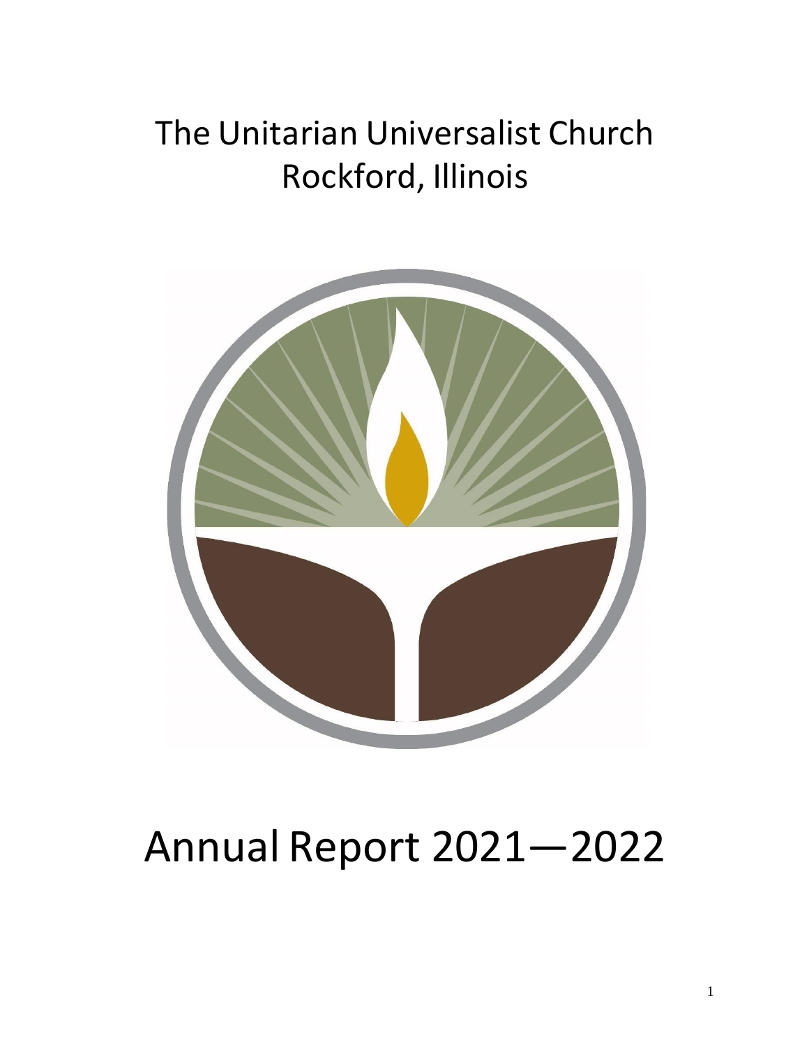# The Unitarian Universalist Church
# Rockford, Illinois

# Annual Report 2021—2022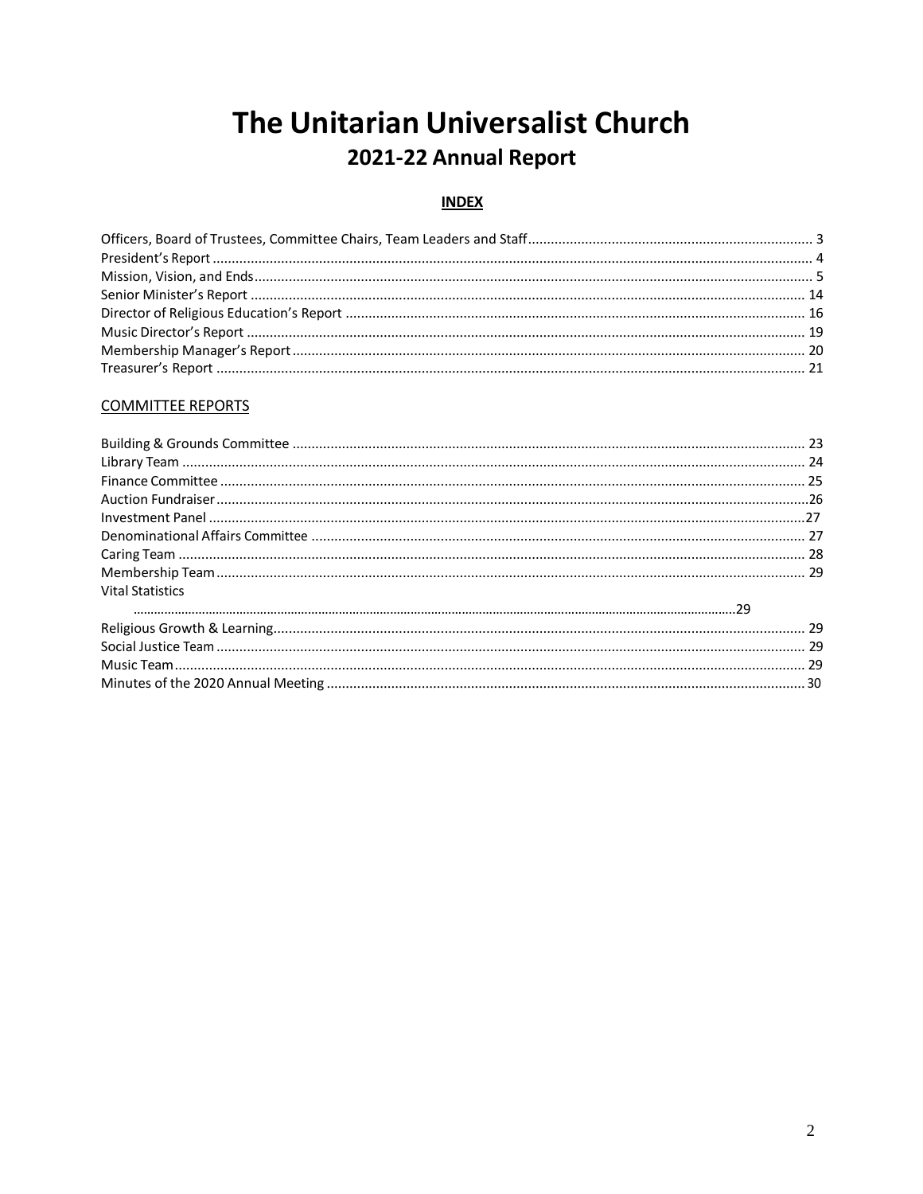# The Unitarian Universalist Church

## 2021-22 Annual Report

**INDEX**

Officers, Board of Trustees, Committee Chairs, Team Leaders and Staff .......... 3
President's Report .......... 4
Mission, Vision, and Ends .......... 5
Senior Minister's Report .......... 14
Director of Religious Education's Report .......... 16
Music Director's Report .......... 19
Membership Manager's Report .......... 20
Treasurer's Report .......... 21

COMMITTEE REPORTS

Building & Grounds Committee .......... 23
Library Team .......... 24
Finance Committee .......... 25
Auction Fundraiser .......... 26
Investment Panel .......... 27
Denominational Affairs Committee .......... 27
Caring Team .......... 28
Membership Team .......... 29
Vital Statistics .......... 29
Religious Growth & Learning .......... 29
Social Justice Team .......... 29
Music Team .......... 29
Minutes of the 2020 Annual Meeting .......... 30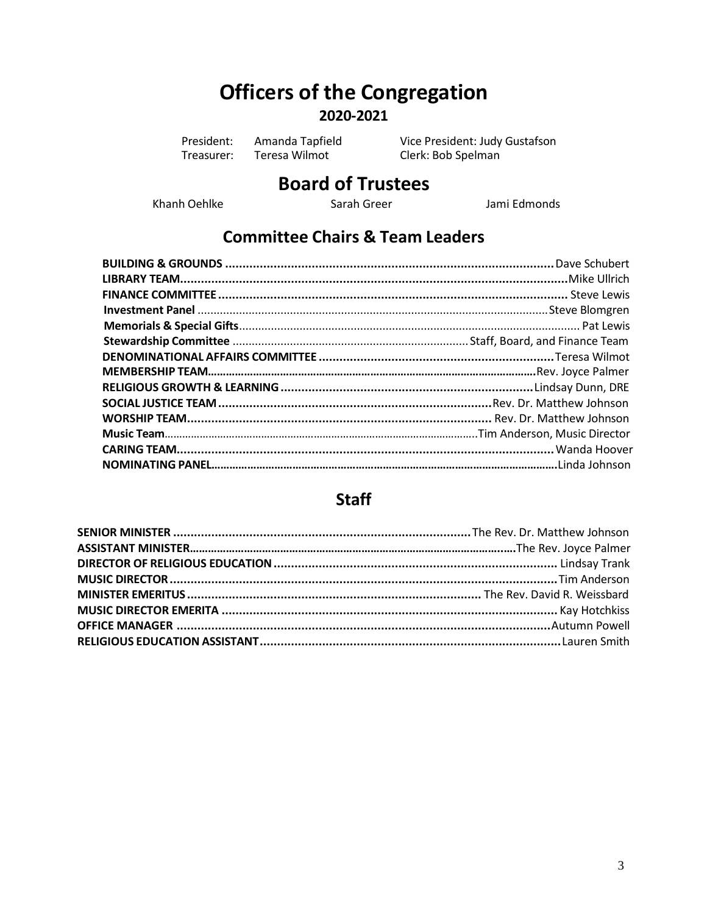# Officers of the Congregation

## 2020-2021

President: Amanda Tapfield  
Vice President: Judy Gustafson  
Treasurer: Teresa Wilmot  
Clerk: Bob Spelman

# Board of Trustees

Khanh Oehlke  
Sarah Greer  
Jami Edmonds

## Committee Chairs & Team Leaders

**BUILDING & GROUNDS** .......... Dave Schubert  
**LIBRARY TEAM** .......... Mike Ullrich  
**FINANCE COMMITTEE** .......... Steve Lewis  
**Investment Panel** .......... Steve Blomgren  
**Memorials & Special Gifts** .......... Pat Lewis  
**Stewardship Committee** .......... Staff, Board, and Finance Team  
**DENOMINATIONAL AFFAIRS COMMITTEE** .......... Teresa Wilmot  
**MEMBERSHIP TEAM** .......... Rev. Joyce Palmer  
**RELIGIOUS GROWTH & LEARNING** .......... Lindsay Dunn, DRE  
**SOCIAL JUSTICE TEAM** .......... Rev. Dr. Matthew Johnson  
**WORSHIP TEAM** .......... Rev. Dr. Matthew Johnson  
**Music Team** .......... Tim Anderson, Music Director  
**CARING TEAM** .......... Wanda Hoover  
**NOMINATING PANEL** .......... Linda Johnson

## Staff

**SENIOR MINISTER** .......... The Rev. Dr. Matthew Johnson  
**ASSISTANT MINISTER** .......... The Rev. Joyce Palmer  
**DIRECTOR OF RELIGIOUS EDUCATION** .......... Lindsay Trank  
**MUSIC DIRECTOR** .......... Tim Anderson  
**MINISTER EMERITUS** .......... The Rev. David R. Weissbard  
**MUSIC DIRECTOR EMERITA** .......... Kay Hotchkiss  
**OFFICE MANAGER** .......... Autumn Powell  
**RELIGIOUS EDUCATION ASSISTANT** .......... Lauren Smith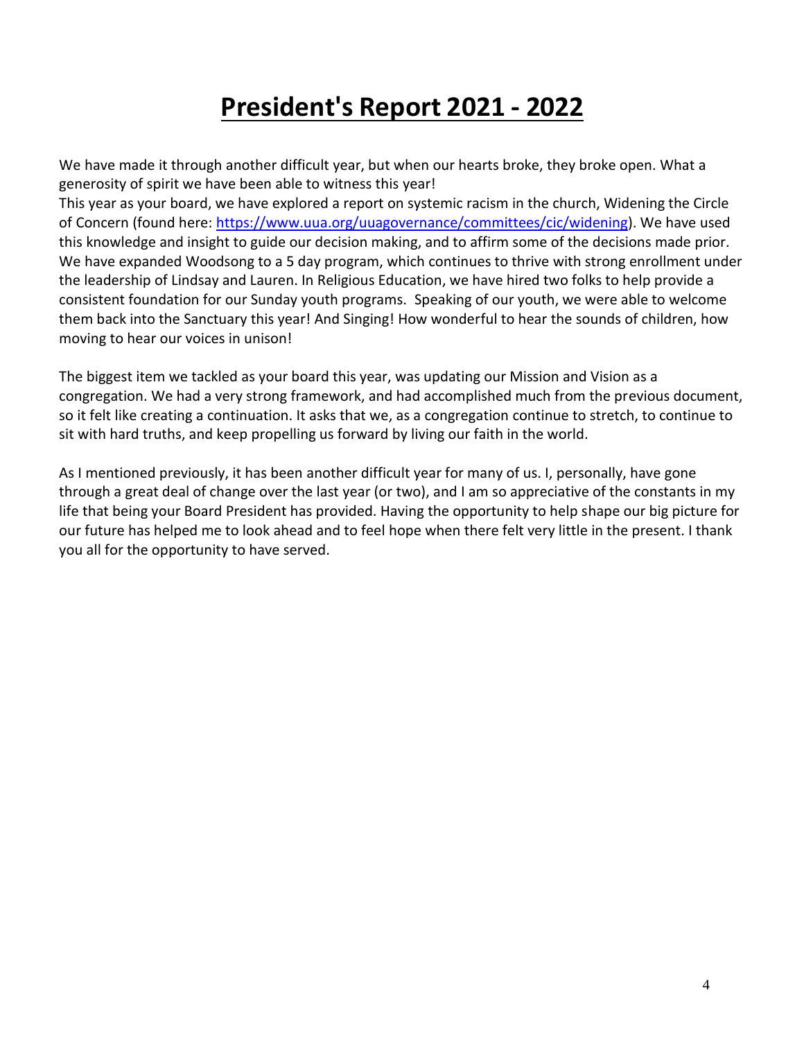# President's Report 2021 - 2022

We have made it through another difficult year, but when our hearts broke, they broke open. What a generosity of spirit we have been able to witness this year!

This year as your board, we have explored a report on systemic racism in the church, Widening the Circle of Concern (found here: [https://www.uua.org/uuagovernance/committees/cic/widening](https://www.uua.org/uuagovernance/committees/cic/widening)). We have used this knowledge and insight to guide our decision making, and to affirm some of the decisions made prior. We have expanded Woodsong to a 5 day program, which continues to thrive with strong enrollment under the leadership of Lindsay and Lauren. In Religious Education, we have hired two folks to help provide a consistent foundation for our Sunday youth programs. Speaking of our youth, we were able to welcome them back into the Sanctuary this year! And Singing! How wonderful to hear the sounds of children, how moving to hear our voices in unison!

The biggest item we tackled as your board this year, was updating our Mission and Vision as a congregation. We had a very strong framework, and had accomplished much from the previous document, so it felt like creating a continuation. It asks that we, as a congregation continue to stretch, to continue to sit with hard truths, and keep propelling us forward by living our faith in the world.

As I mentioned previously, it has been another difficult year for many of us. I, personally, have gone through a great deal of change over the last year (or two), and I am so appreciative of the constants in my life that being your Board President has provided. Having the opportunity to help shape our big picture for our future has helped me to look ahead and to feel hope when there felt very little in the present. I thank you all for the opportunity to have served.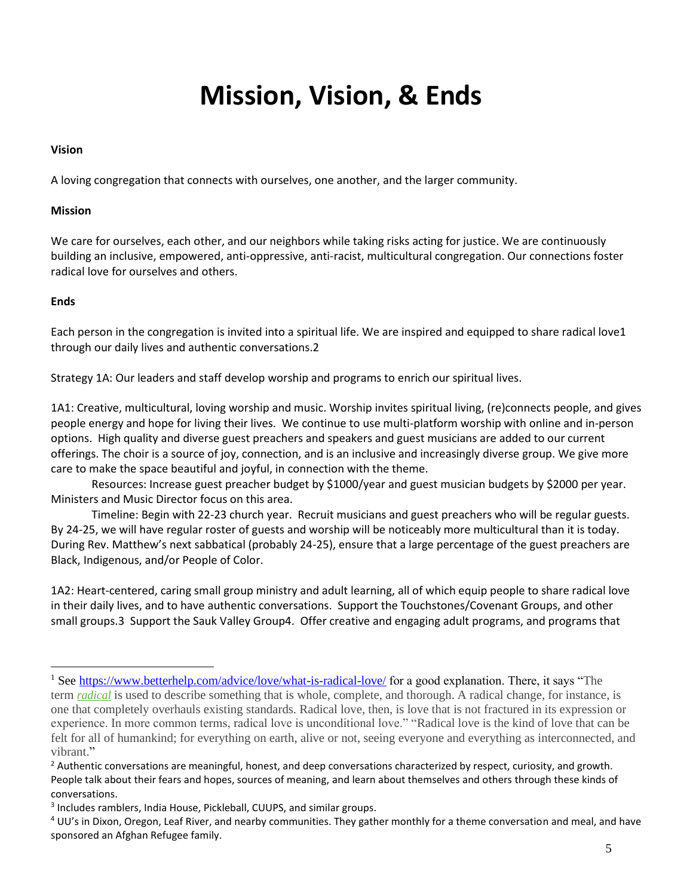# Mission, Vision, & Ends

**Vision**

A loving congregation that connects with ourselves, one another, and the larger community.

**Mission**

We care for ourselves, each other, and our neighbors while taking risks acting for justice. We are continuously building an inclusive, empowered, anti-oppressive, anti-racist, multicultural congregation. Our connections foster radical love for ourselves and others.

**Ends**

Each person in the congregation is invited into a spiritual life. We are inspired and equipped to share radical love[1] through our daily lives and authentic conversations.[2]

Strategy 1A: Our leaders and staff develop worship and programs to enrich our spiritual lives.

1A1: Creative, multicultural, loving worship and music. Worship invites spiritual living, (re)connects people, and gives people energy and hope for living their lives. We continue to use multi-platform worship with online and in-person options. High quality and diverse guest preachers and speakers and guest musicians are added to our current offerings. The choir is a source of joy, connection, and is an inclusive and increasingly diverse group. We give more care to make the space beautiful and joyful, in connection with the theme.

Resources: Increase guest preacher budget by $1000/year and guest musician budgets by $2000 per year. Ministers and Music Director focus on this area.

Timeline: Begin with 22-23 church year. Recruit musicians and guest preachers who will be regular guests. By 24-25, we will have regular roster of guests and worship will be noticeably more multicultural than it is today. During Rev. Matthew's next sabbatical (probably 24-25), ensure that a large percentage of the guest preachers are Black, Indigenous, and/or People of Color.

1A2: Heart-centered, caring small group ministry and adult learning, all of which equip people to share radical love in their daily lives, and to have authentic conversations. Support the Touchstones/Covenant Groups, and other small groups.[3] Support the Sauk Valley Group[4]. Offer creative and engaging adult programs, and programs that

---

[1] See https://www.betterhelp.com/advice/love/what-is-radical-love/ for a good explanation. There, it says "The term *radical* is used to describe something that is whole, complete, and thorough. A radical change, for instance, is one that completely overhauls existing standards. Radical love, then, is love that is not fractured in its expression or experience. In more common terms, radical love is unconditional love." "Radical love is the kind of love that can be felt for all of humankind; for everything on earth, alive or not, seeing everyone and everything as interconnected, and vibrant."

[2] Authentic conversations are meaningful, honest, and deep conversations characterized by respect, curiosity, and growth. People talk about their fears and hopes, sources of meaning, and learn about themselves and others through these kinds of conversations.

[3] Includes ramblers, India House, Pickleball, CUUPS, and similar groups.

[4] UU's in Dixon, Oregon, Leaf River, and nearby communities. They gather monthly for a theme conversation and meal, and have sponsored an Afghan Refugee family.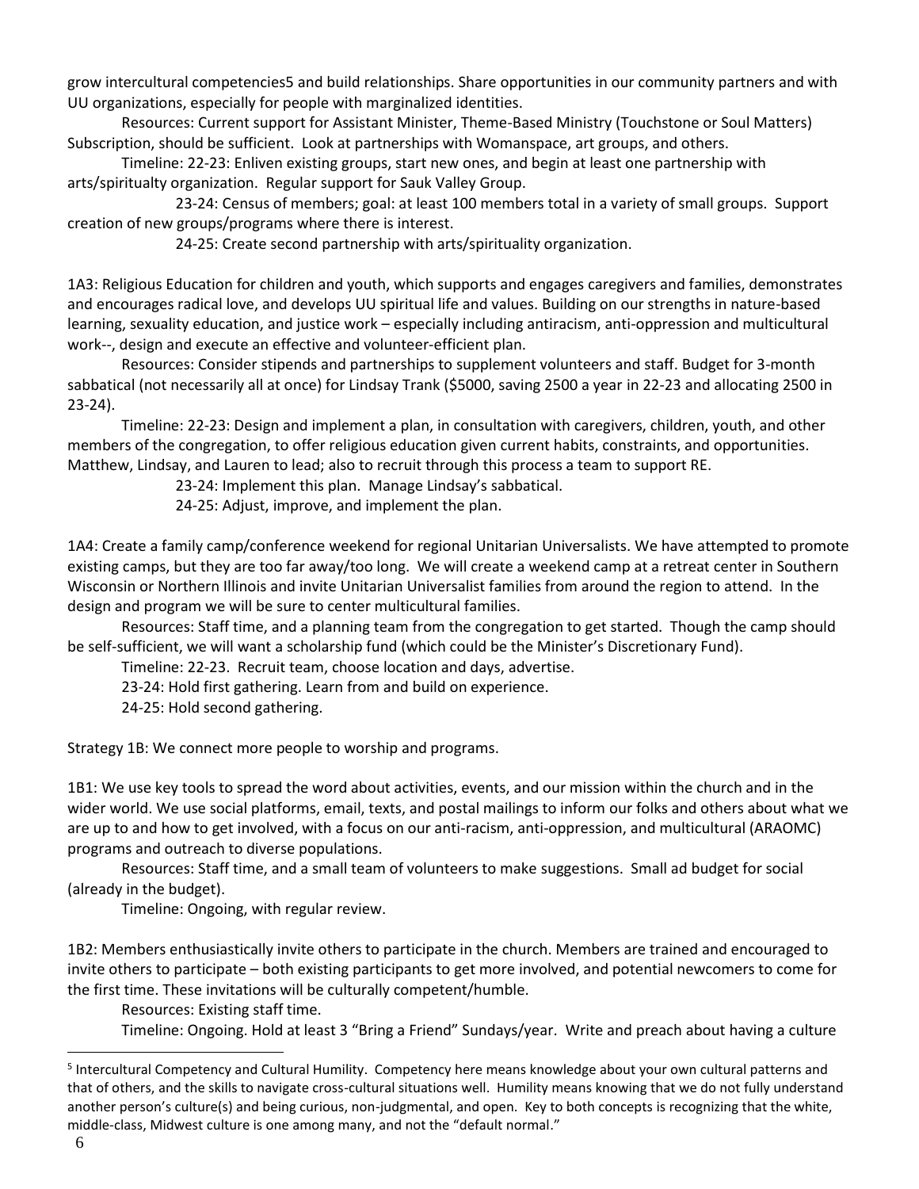grow intercultural competencies[5] and build relationships. Share opportunities in our community partners and with UU organizations, especially for people with marginalized identities.

Resources: Current support for Assistant Minister, Theme-Based Ministry (Touchstone or Soul Matters) Subscription, should be sufficient. Look at partnerships with Womanspace, art groups, and others.

Timeline: 22-23: Enliven existing groups, start new ones, and begin at least one partnership with arts/spiritualty organization. Regular support for Sauk Valley Group.

23-24: Census of members; goal: at least 100 members total in a variety of small groups. Support creation of new groups/programs where there is interest.

24-25: Create second partnership with arts/spirituality organization.

1A3: Religious Education for children and youth, which supports and engages caregivers and families, demonstrates and encourages radical love, and develops UU spiritual life and values. Building on our strengths in nature-based learning, sexuality education, and justice work – especially including antiracism, anti-oppression and multicultural work--, design and execute an effective and volunteer-efficient plan.

Resources: Consider stipends and partnerships to supplement volunteers and staff. Budget for 3-month sabbatical (not necessarily all at once) for Lindsay Trank ($5000, saving 2500 a year in 22-23 and allocating 2500 in 23-24).

Timeline: 22-23: Design and implement a plan, in consultation with caregivers, children, youth, and other members of the congregation, to offer religious education given current habits, constraints, and opportunities. Matthew, Lindsay, and Lauren to lead; also to recruit through this process a team to support RE.

23-24: Implement this plan. Manage Lindsay's sabbatical.

24-25: Adjust, improve, and implement the plan.

1A4: Create a family camp/conference weekend for regional Unitarian Universalists. We have attempted to promote existing camps, but they are too far away/too long. We will create a weekend camp at a retreat center in Southern Wisconsin or Northern Illinois and invite Unitarian Universalist families from around the region to attend. In the design and program we will be sure to center multicultural families.

Resources: Staff time, and a planning team from the congregation to get started. Though the camp should be self-sufficient, we will want a scholarship fund (which could be the Minister's Discretionary Fund).

Timeline: 22-23. Recruit team, choose location and days, advertise.

23-24: Hold first gathering. Learn from and build on experience.

24-25: Hold second gathering.

Strategy 1B: We connect more people to worship and programs.

1B1: We use key tools to spread the word about activities, events, and our mission within the church and in the wider world. We use social platforms, email, texts, and postal mailings to inform our folks and others about what we are up to and how to get involved, with a focus on our anti-racism, anti-oppression, and multicultural (ARAOMC) programs and outreach to diverse populations.

Resources: Staff time, and a small team of volunteers to make suggestions. Small ad budget for social (already in the budget).

Timeline: Ongoing, with regular review.

1B2: Members enthusiastically invite others to participate in the church. Members are trained and encouraged to invite others to participate – both existing participants to get more involved, and potential newcomers to come for the first time. These invitations will be culturally competent/humble.

Resources: Existing staff time.

Timeline: Ongoing. Hold at least 3 "Bring a Friend" Sundays/year. Write and preach about having a culture

---

[5] Intercultural Competency and Cultural Humility. Competency here means knowledge about your own cultural patterns and that of others, and the skills to navigate cross-cultural situations well. Humility means knowing that we do not fully understand another person's culture(s) and being curious, non-judgmental, and open. Key to both concepts is recognizing that the white, middle-class, Midwest culture is one among many, and not the "default normal."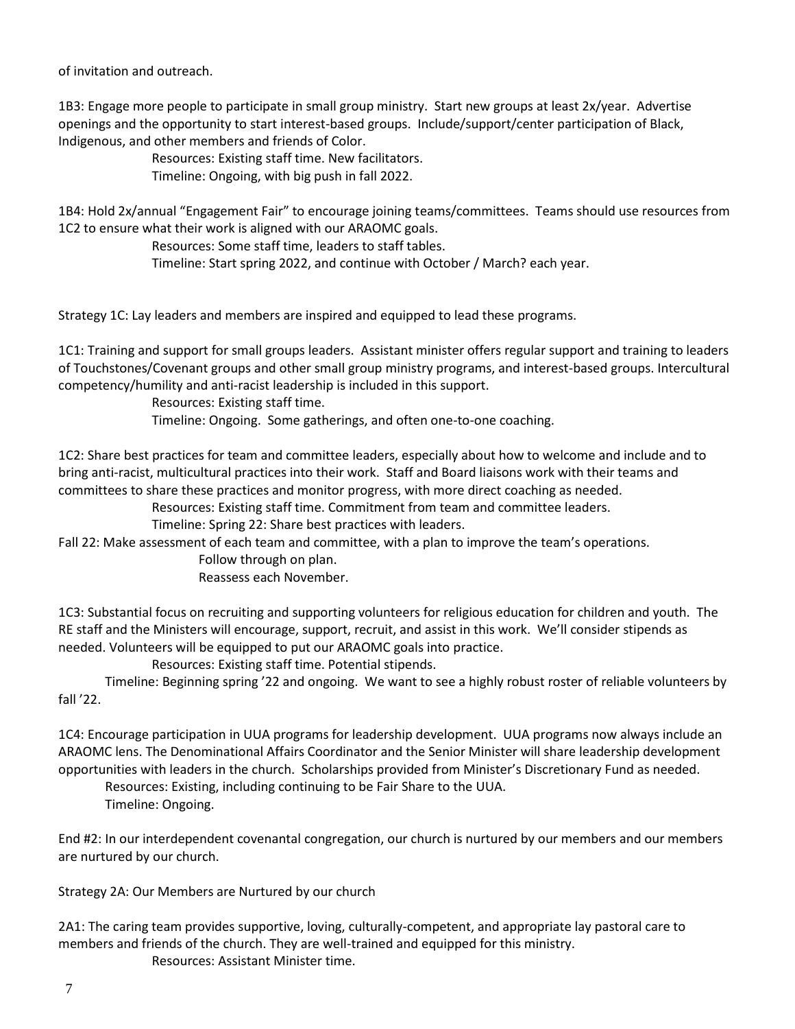of invitation and outreach.

1B3: Engage more people to participate in small group ministry. Start new groups at least 2x/year. Advertise openings and the opportunity to start interest-based groups. Include/support/center participation of Black, Indigenous, and other members and friends of Color.

Resources: Existing staff time. New facilitators.
Timeline: Ongoing, with big push in fall 2022.

1B4: Hold 2x/annual "Engagement Fair" to encourage joining teams/committees. Teams should use resources from 1C2 to ensure what their work is aligned with our ARAOMC goals.

Resources: Some staff time, leaders to staff tables.
Timeline: Start spring 2022, and continue with October / March? each year.

Strategy 1C: Lay leaders and members are inspired and equipped to lead these programs.

1C1: Training and support for small groups leaders. Assistant minister offers regular support and training to leaders of Touchstones/Covenant groups and other small group ministry programs, and interest-based groups. Intercultural competency/humility and anti-racist leadership is included in this support.

Resources: Existing staff time.
Timeline: Ongoing. Some gatherings, and often one-to-one coaching.

1C2: Share best practices for team and committee leaders, especially about how to welcome and include and to bring anti-racist, multicultural practices into their work. Staff and Board liaisons work with their teams and committees to share these practices and monitor progress, with more direct coaching as needed.

Resources: Existing staff time. Commitment from team and committee leaders.
Timeline: Spring 22: Share best practices with leaders.
Fall 22: Make assessment of each team and committee, with a plan to improve the team's operations.
Follow through on plan.
Reassess each November.

1C3: Substantial focus on recruiting and supporting volunteers for religious education for children and youth. The RE staff and the Ministers will encourage, support, recruit, and assist in this work. We'll consider stipends as needed. Volunteers will be equipped to put our ARAOMC goals into practice.

Resources: Existing staff time. Potential stipends.
Timeline: Beginning spring '22 and ongoing. We want to see a highly robust roster of reliable volunteers by fall '22.

1C4: Encourage participation in UUA programs for leadership development. UUA programs now always include an ARAOMC lens. The Denominational Affairs Coordinator and the Senior Minister will share leadership development opportunities with leaders in the church. Scholarships provided from Minister's Discretionary Fund as needed.

Resources: Existing, including continuing to be Fair Share to the UUA.
Timeline: Ongoing.

End #2: In our interdependent covenantal congregation, our church is nurtured by our members and our members are nurtured by our church.

Strategy 2A: Our Members are Nurtured by our church

2A1: The caring team provides supportive, loving, culturally-competent, and appropriate lay pastoral care to members and friends of the church. They are well-trained and equipped for this ministry.

Resources: Assistant Minister time.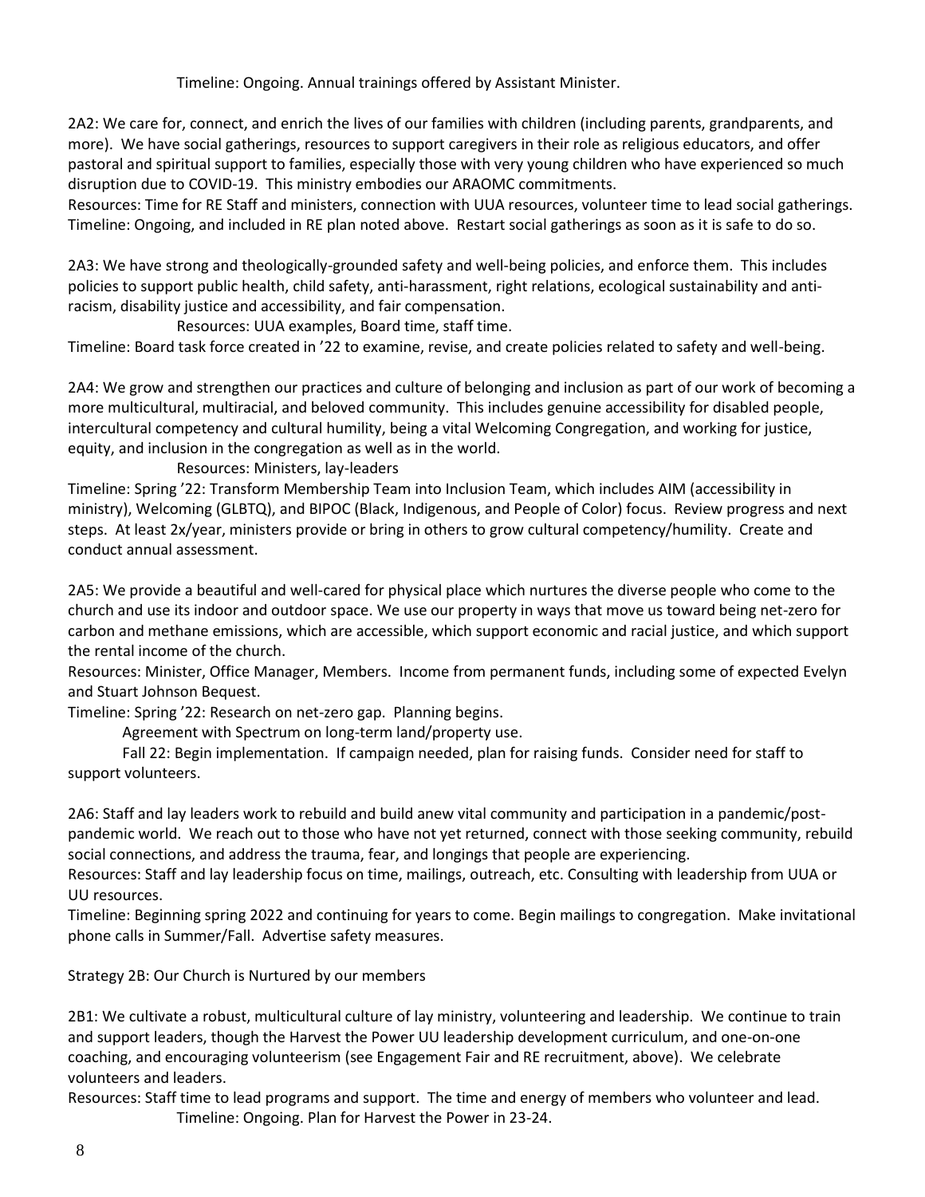Timeline: Ongoing. Annual trainings offered by Assistant Minister.

2A2: We care for, connect, and enrich the lives of our families with children (including parents, grandparents, and more). We have social gatherings, resources to support caregivers in their role as religious educators, and offer pastoral and spiritual support to families, especially those with very young children who have experienced so much disruption due to COVID-19. This ministry embodies our ARAOMC commitments.

Resources: Time for RE Staff and ministers, connection with UUA resources, volunteer time to lead social gatherings.

Timeline: Ongoing, and included in RE plan noted above. Restart social gatherings as soon as it is safe to do so.

2A3: We have strong and theologically-grounded safety and well-being policies, and enforce them. This includes policies to support public health, child safety, anti-harassment, right relations, ecological sustainability and anti-racism, disability justice and accessibility, and fair compensation.

Resources: UUA examples, Board time, staff time.

Timeline: Board task force created in '22 to examine, revise, and create policies related to safety and well-being.

2A4: We grow and strengthen our practices and culture of belonging and inclusion as part of our work of becoming a more multicultural, multiracial, and beloved community. This includes genuine accessibility for disabled people, intercultural competency and cultural humility, being a vital Welcoming Congregation, and working for justice, equity, and inclusion in the congregation as well as in the world.

Resources: Ministers, lay-leaders

Timeline: Spring '22: Transform Membership Team into Inclusion Team, which includes AIM (accessibility in ministry), Welcoming (GLBTQ), and BIPOC (Black, Indigenous, and People of Color) focus. Review progress and next steps. At least 2x/year, ministers provide or bring in others to grow cultural competency/humility. Create and conduct annual assessment.

2A5: We provide a beautiful and well-cared for physical place which nurtures the diverse people who come to the church and use its indoor and outdoor space. We use our property in ways that move us toward being net-zero for carbon and methane emissions, which are accessible, which support economic and racial justice, and which support the rental income of the church.

Resources: Minister, Office Manager, Members. Income from permanent funds, including some of expected Evelyn and Stuart Johnson Bequest.

Timeline: Spring '22: Research on net-zero gap. Planning begins.

Agreement with Spectrum on long-term land/property use.

Fall 22: Begin implementation. If campaign needed, plan for raising funds. Consider need for staff to support volunteers.

2A6: Staff and lay leaders work to rebuild and build anew vital community and participation in a pandemic/post-pandemic world. We reach out to those who have not yet returned, connect with those seeking community, rebuild social connections, and address the trauma, fear, and longings that people are experiencing.

Resources: Staff and lay leadership focus on time, mailings, outreach, etc. Consulting with leadership from UUA or UU resources.

Timeline: Beginning spring 2022 and continuing for years to come. Begin mailings to congregation. Make invitational phone calls in Summer/Fall. Advertise safety measures.

Strategy 2B: Our Church is Nurtured by our members

2B1: We cultivate a robust, multicultural culture of lay ministry, volunteering and leadership. We continue to train and support leaders, though the Harvest the Power UU leadership development curriculum, and one-on-one coaching, and encouraging volunteerism (see Engagement Fair and RE recruitment, above). We celebrate volunteers and leaders.

Resources: Staff time to lead programs and support. The time and energy of members who volunteer and lead.

Timeline: Ongoing. Plan for Harvest the Power in 23-24.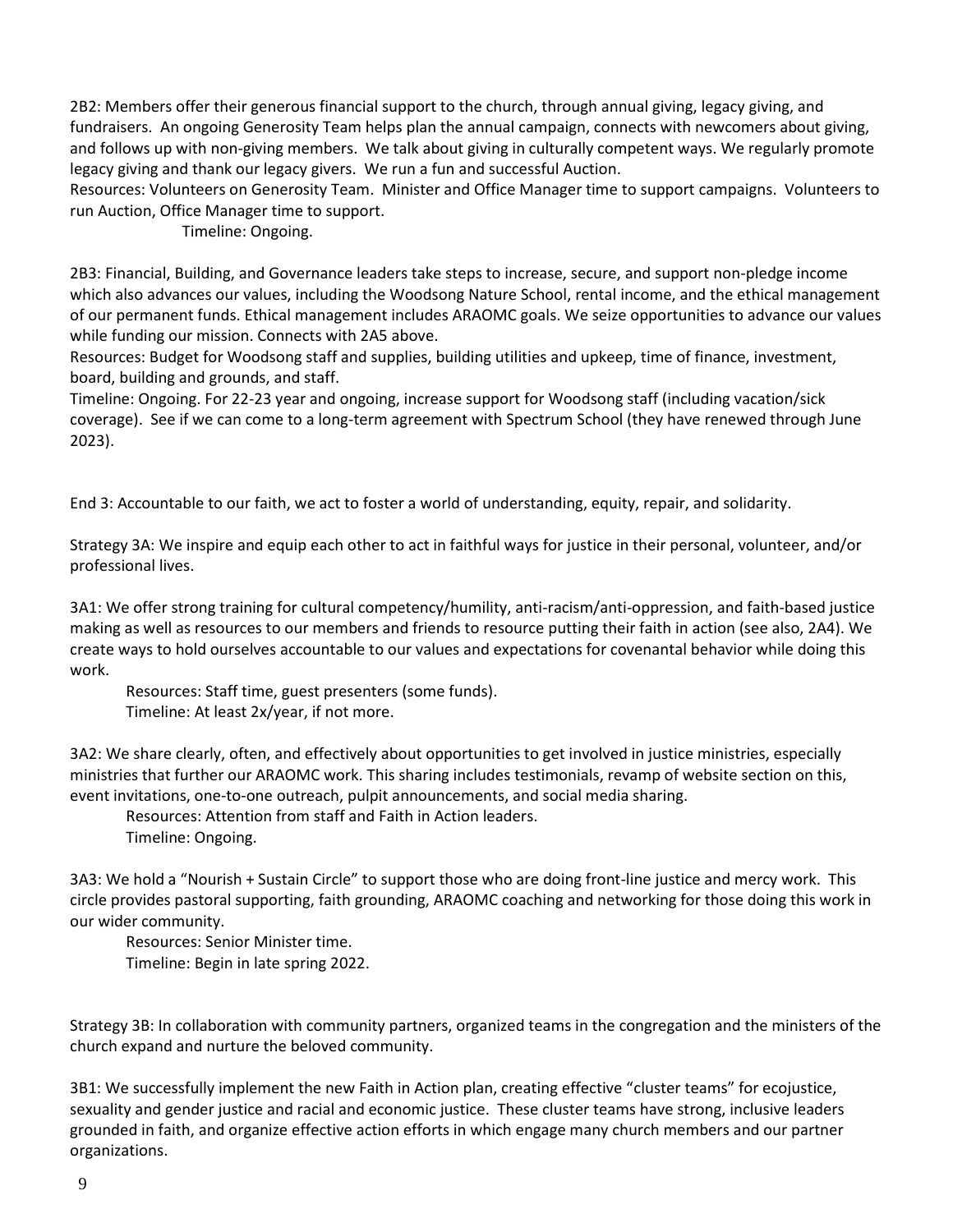2B2: Members offer their generous financial support to the church, through annual giving, legacy giving, and fundraisers. An ongoing Generosity Team helps plan the annual campaign, connects with newcomers about giving, and follows up with non-giving members. We talk about giving in culturally competent ways. We regularly promote legacy giving and thank our legacy givers. We run a fun and successful Auction.

Resources: Volunteers on Generosity Team. Minister and Office Manager time to support campaigns. Volunteers to run Auction, Office Manager time to support.

Timeline: Ongoing.

2B3: Financial, Building, and Governance leaders take steps to increase, secure, and support non-pledge income which also advances our values, including the Woodsong Nature School, rental income, and the ethical management of our permanent funds. Ethical management includes ARAOMC goals. We seize opportunities to advance our values while funding our mission. Connects with 2A5 above.

Resources: Budget for Woodsong staff and supplies, building utilities and upkeep, time of finance, investment, board, building and grounds, and staff.

Timeline: Ongoing. For 22-23 year and ongoing, increase support for Woodsong staff (including vacation/sick coverage). See if we can come to a long-term agreement with Spectrum School (they have renewed through June 2023).

End 3: Accountable to our faith, we act to foster a world of understanding, equity, repair, and solidarity.

Strategy 3A: We inspire and equip each other to act in faithful ways for justice in their personal, volunteer, and/or professional lives.

3A1: We offer strong training for cultural competency/humility, anti-racism/anti-oppression, and faith-based justice making as well as resources to our members and friends to resource putting their faith in action (see also, 2A4). We create ways to hold ourselves accountable to our values and expectations for covenantal behavior while doing this work.

Resources: Staff time, guest presenters (some funds).

Timeline: At least 2x/year, if not more.

3A2: We share clearly, often, and effectively about opportunities to get involved in justice ministries, especially ministries that further our ARAOMC work. This sharing includes testimonials, revamp of website section on this, event invitations, one-to-one outreach, pulpit announcements, and social media sharing.

Resources: Attention from staff and Faith in Action leaders.

Timeline: Ongoing.

3A3: We hold a "Nourish + Sustain Circle" to support those who are doing front-line justice and mercy work. This circle provides pastoral supporting, faith grounding, ARAOMC coaching and networking for those doing this work in our wider community.

Resources: Senior Minister time.

Timeline: Begin in late spring 2022.

Strategy 3B: In collaboration with community partners, organized teams in the congregation and the ministers of the church expand and nurture the beloved community.

3B1: We successfully implement the new Faith in Action plan, creating effective "cluster teams" for ecojustice, sexuality and gender justice and racial and economic justice. These cluster teams have strong, inclusive leaders grounded in faith, and organize effective action efforts in which engage many church members and our partner organizations.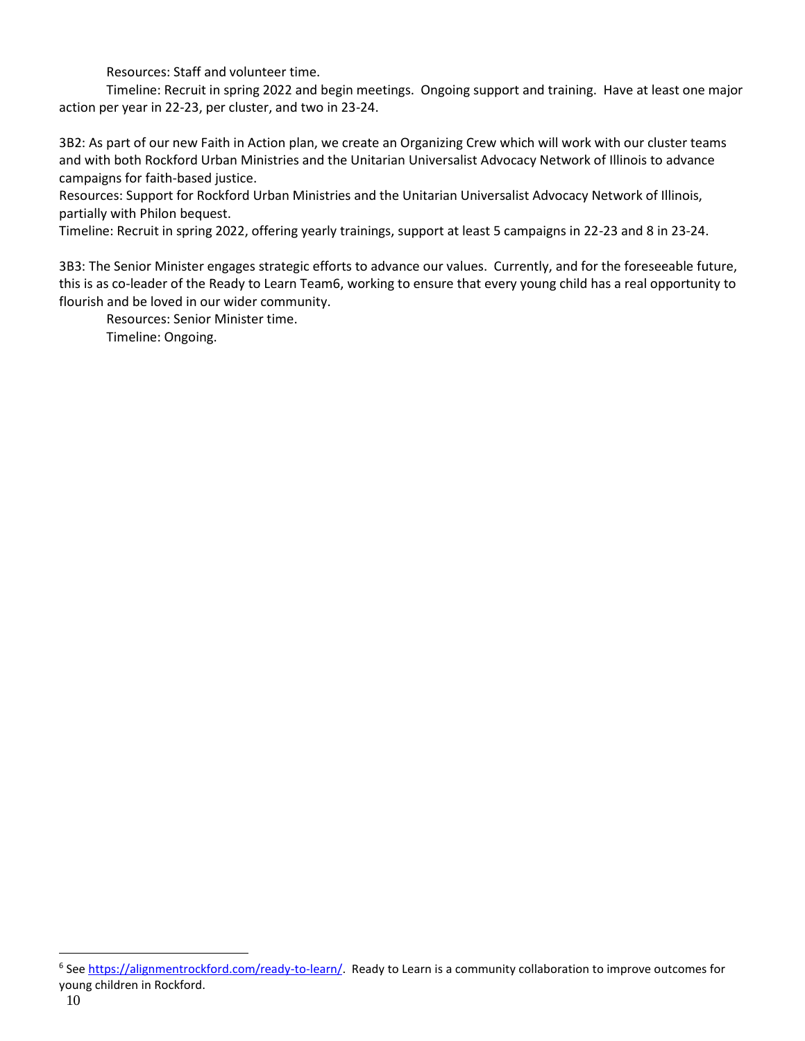Resources: Staff and volunteer time.

Timeline: Recruit in spring 2022 and begin meetings. Ongoing support and training. Have at least one major action per year in 22-23, per cluster, and two in 23-24.

3B2: As part of our new Faith in Action plan, we create an Organizing Crew which will work with our cluster teams and with both Rockford Urban Ministries and the Unitarian Universalist Advocacy Network of Illinois to advance campaigns for faith-based justice.

Resources: Support for Rockford Urban Ministries and the Unitarian Universalist Advocacy Network of Illinois, partially with Philon bequest.

Timeline: Recruit in spring 2022, offering yearly trainings, support at least 5 campaigns in 22-23 and 8 in 23-24.

3B3: The Senior Minister engages strategic efforts to advance our values. Currently, and for the foreseeable future, this is as co-leader of the Ready to Learn Team[6], working to ensure that every young child has a real opportunity to flourish and be loved in our wider community.

Resources: Senior Minister time.

Timeline: Ongoing.

---

[6] See https://alignmentrockford.com/ready-to-learn/. Ready to Learn is a community collaboration to improve outcomes for young children in Rockford.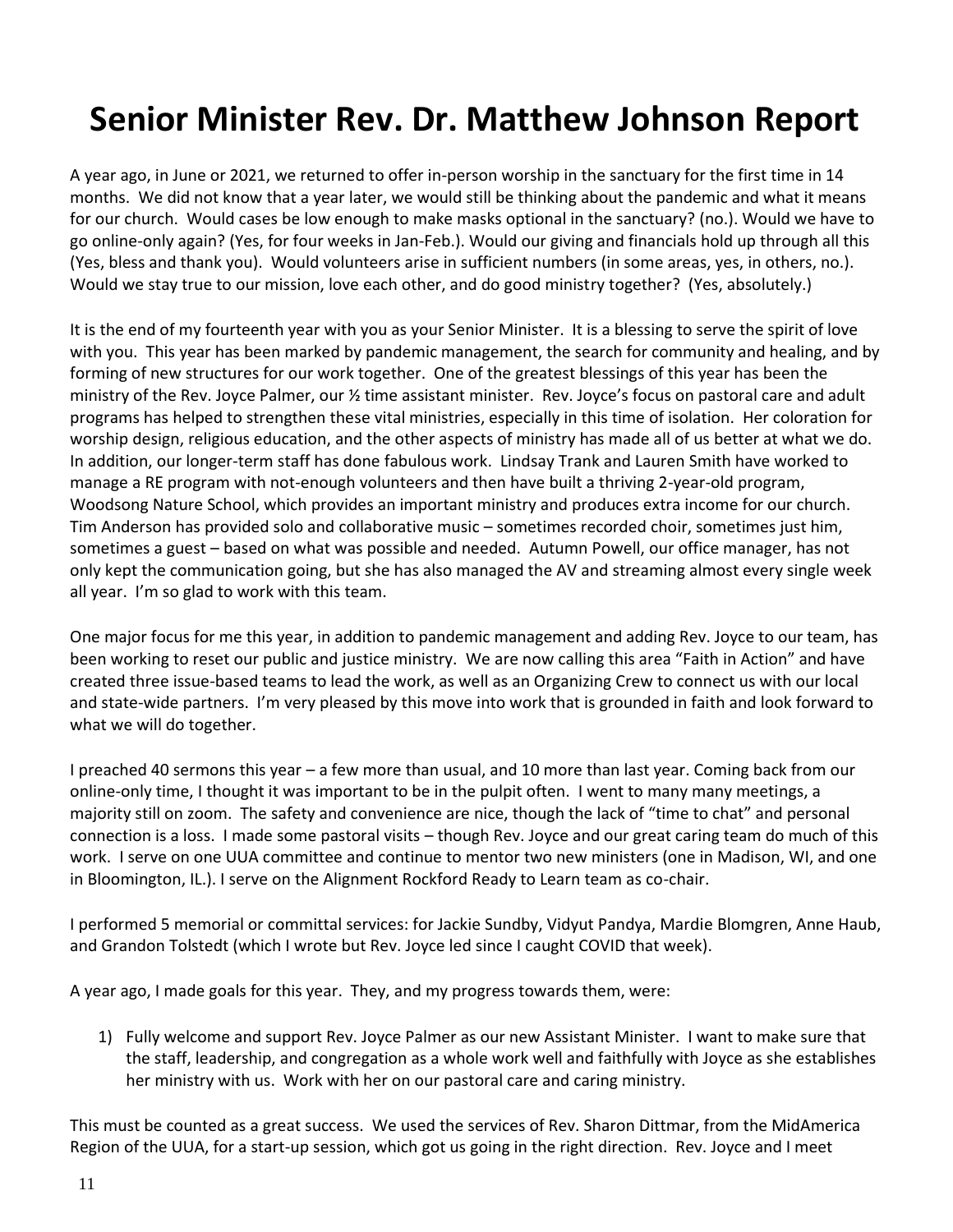# Senior Minister Rev. Dr. Matthew Johnson Report

A year ago, in June or 2021, we returned to offer in-person worship in the sanctuary for the first time in 14 months. We did not know that a year later, we would still be thinking about the pandemic and what it means for our church. Would cases be low enough to make masks optional in the sanctuary? (no.). Would we have to go online-only again? (Yes, for four weeks in Jan-Feb.). Would our giving and financials hold up through all this (Yes, bless and thank you). Would volunteers arise in sufficient numbers (in some areas, yes, in others, no.). Would we stay true to our mission, love each other, and do good ministry together? (Yes, absolutely.)

It is the end of my fourteenth year with you as your Senior Minister. It is a blessing to serve the spirit of love with you. This year has been marked by pandemic management, the search for community and healing, and by forming of new structures for our work together. One of the greatest blessings of this year has been the ministry of the Rev. Joyce Palmer, our ½ time assistant minister. Rev. Joyce's focus on pastoral care and adult programs has helped to strengthen these vital ministries, especially in this time of isolation. Her coloration for worship design, religious education, and the other aspects of ministry has made all of us better at what we do. In addition, our longer-term staff has done fabulous work. Lindsay Trank and Lauren Smith have worked to manage a RE program with not-enough volunteers and then have built a thriving 2-year-old program, Woodsong Nature School, which provides an important ministry and produces extra income for our church. Tim Anderson has provided solo and collaborative music – sometimes recorded choir, sometimes just him, sometimes a guest – based on what was possible and needed. Autumn Powell, our office manager, has not only kept the communication going, but she has also managed the AV and streaming almost every single week all year. I'm so glad to work with this team.

One major focus for me this year, in addition to pandemic management and adding Rev. Joyce to our team, has been working to reset our public and justice ministry. We are now calling this area "Faith in Action" and have created three issue-based teams to lead the work, as well as an Organizing Crew to connect us with our local and state-wide partners. I'm very pleased by this move into work that is grounded in faith and look forward to what we will do together.

I preached 40 sermons this year – a few more than usual, and 10 more than last year. Coming back from our online-only time, I thought it was important to be in the pulpit often. I went to many many meetings, a majority still on zoom. The safety and convenience are nice, though the lack of "time to chat" and personal connection is a loss. I made some pastoral visits – though Rev. Joyce and our great caring team do much of this work. I serve on one UUA committee and continue to mentor two new ministers (one in Madison, WI, and one in Bloomington, IL.). I serve on the Alignment Rockford Ready to Learn team as co-chair.

I performed 5 memorial or committal services: for Jackie Sundby, Vidyut Pandya, Mardie Blomgren, Anne Haub, and Grandon Tolstedt (which I wrote but Rev. Joyce led since I caught COVID that week).

A year ago, I made goals for this year. They, and my progress towards them, were:

1) Fully welcome and support Rev. Joyce Palmer as our new Assistant Minister. I want to make sure that the staff, leadership, and congregation as a whole work well and faithfully with Joyce as she establishes her ministry with us. Work with her on our pastoral care and caring ministry.

This must be counted as a great success. We used the services of Rev. Sharon Dittmar, from the MidAmerica Region of the UUA, for a start-up session, which got us going in the right direction. Rev. Joyce and I meet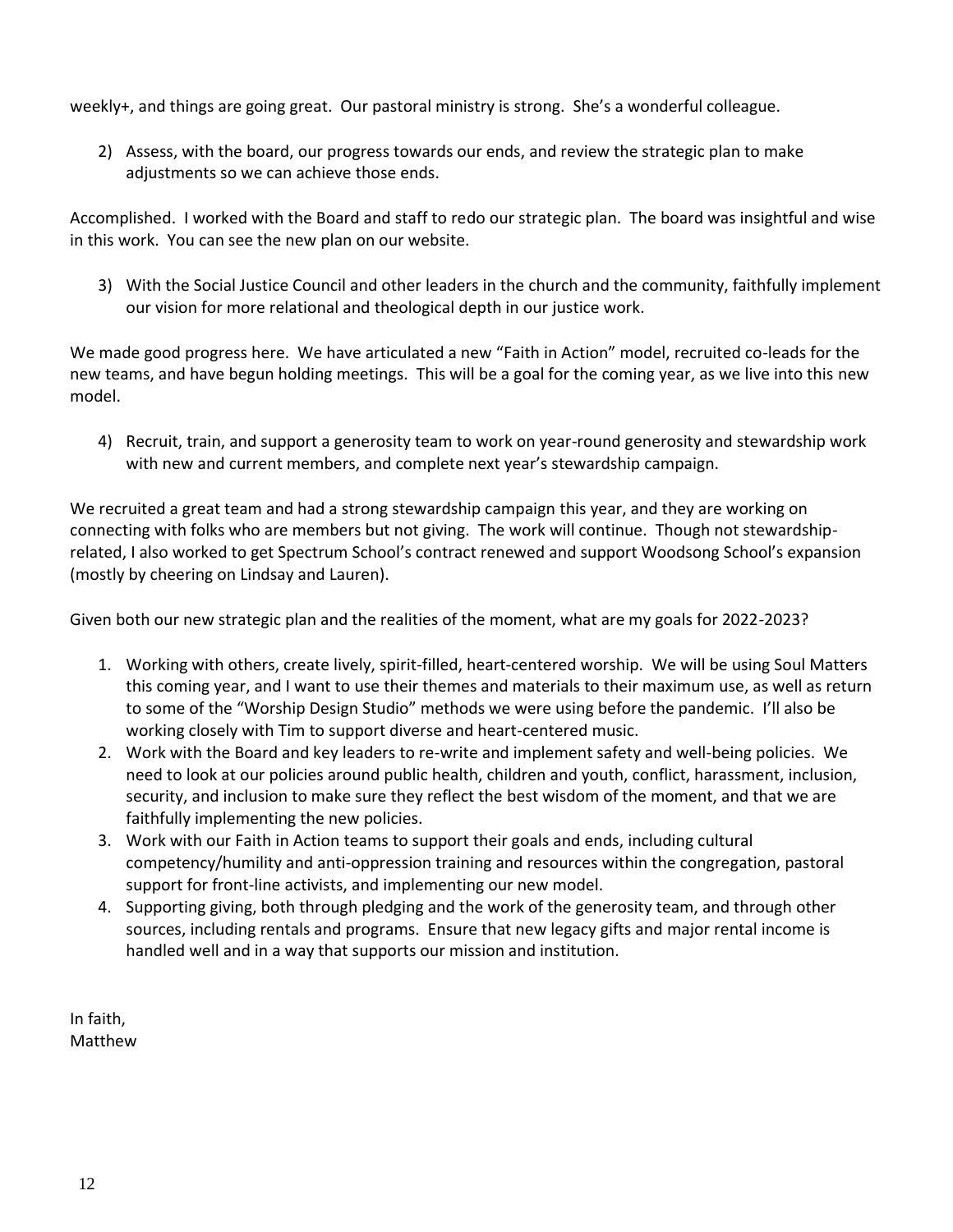weekly+, and things are going great. Our pastoral ministry is strong. She's a wonderful colleague.

2) Assess, with the board, our progress towards our ends, and review the strategic plan to make adjustments so we can achieve those ends.

Accomplished. I worked with the Board and staff to redo our strategic plan. The board was insightful and wise in this work. You can see the new plan on our website.

3) With the Social Justice Council and other leaders in the church and the community, faithfully implement our vision for more relational and theological depth in our justice work.

We made good progress here. We have articulated a new "Faith in Action" model, recruited co-leads for the new teams, and have begun holding meetings. This will be a goal for the coming year, as we live into this new model.

4) Recruit, train, and support a generosity team to work on year-round generosity and stewardship work with new and current members, and complete next year's stewardship campaign.

We recruited a great team and had a strong stewardship campaign this year, and they are working on connecting with folks who are members but not giving. The work will continue. Though not stewardship-related, I also worked to get Spectrum School's contract renewed and support Woodsong School's expansion (mostly by cheering on Lindsay and Lauren).

Given both our new strategic plan and the realities of the moment, what are my goals for 2022-2023?

1. Working with others, create lively, spirit-filled, heart-centered worship. We will be using Soul Matters this coming year, and I want to use their themes and materials to their maximum use, as well as return to some of the "Worship Design Studio" methods we were using before the pandemic. I'll also be working closely with Tim to support diverse and heart-centered music.
2. Work with the Board and key leaders to re-write and implement safety and well-being policies. We need to look at our policies around public health, children and youth, conflict, harassment, inclusion, security, and inclusion to make sure they reflect the best wisdom of the moment, and that we are faithfully implementing the new policies.
3. Work with our Faith in Action teams to support their goals and ends, including cultural competency/humility and anti-oppression training and resources within the congregation, pastoral support for front-line activists, and implementing our new model.
4. Supporting giving, both through pledging and the work of the generosity team, and through other sources, including rentals and programs. Ensure that new legacy gifts and major rental income is handled well and in a way that supports our mission and institution.

In faith,  
Matthew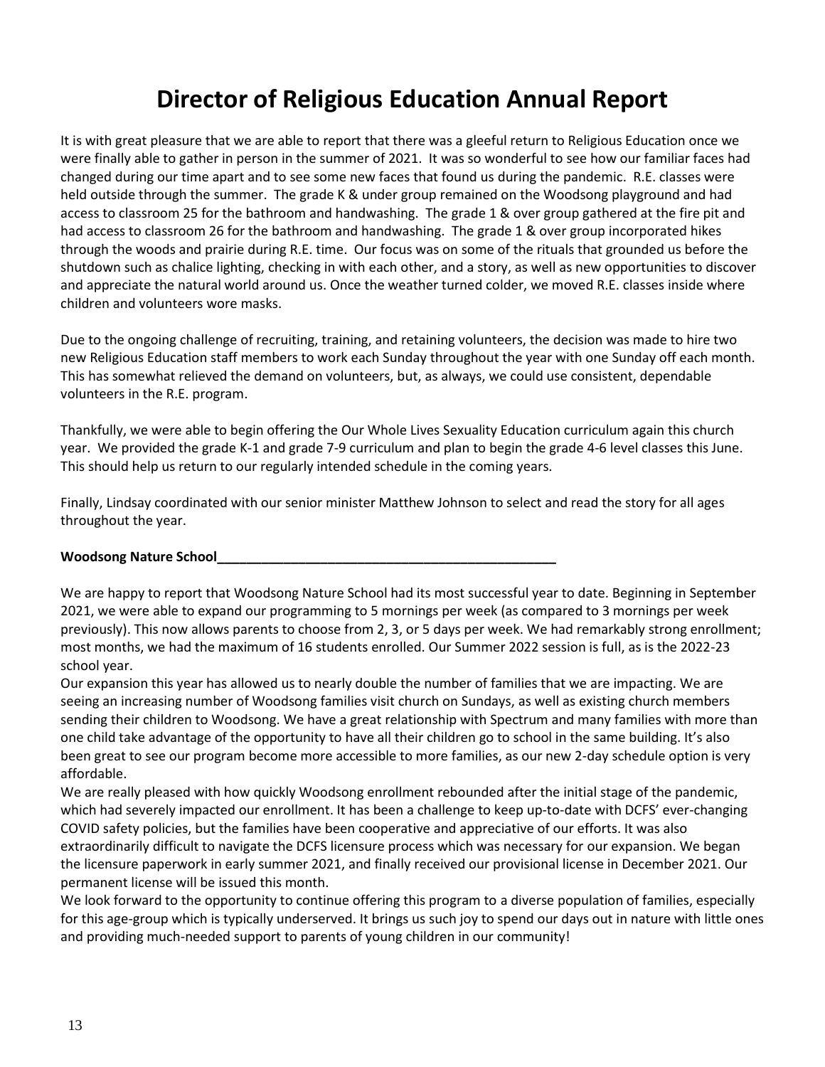# Director of Religious Education Annual Report

It is with great pleasure that we are able to report that there was a gleeful return to Religious Education once we were finally able to gather in person in the summer of 2021. It was so wonderful to see how our familiar faces had changed during our time apart and to see some new faces that found us during the pandemic. R.E. classes were held outside through the summer. The grade K & under group remained on the Woodsong playground and had access to classroom 25 for the bathroom and handwashing. The grade 1 & over group gathered at the fire pit and had access to classroom 26 for the bathroom and handwashing. The grade 1 & over group incorporated hikes through the woods and prairie during R.E. time. Our focus was on some of the rituals that grounded us before the shutdown such as chalice lighting, checking in with each other, and a story, as well as new opportunities to discover and appreciate the natural world around us. Once the weather turned colder, we moved R.E. classes inside where children and volunteers wore masks.

Due to the ongoing challenge of recruiting, training, and retaining volunteers, the decision was made to hire two new Religious Education staff members to work each Sunday throughout the year with one Sunday off each month. This has somewhat relieved the demand on volunteers, but, as always, we could use consistent, dependable volunteers in the R.E. program.

Thankfully, we were able to begin offering the Our Whole Lives Sexuality Education curriculum again this church year. We provided the grade K-1 and grade 7-9 curriculum and plan to begin the grade 4-6 level classes this June. This should help us return to our regularly intended schedule in the coming years.

Finally, Lindsay coordinated with our senior minister Matthew Johnson to select and read the story for all ages throughout the year.

**Woodsong Nature School**

We are happy to report that Woodsong Nature School had its most successful year to date. Beginning in September 2021, we were able to expand our programming to 5 mornings per week (as compared to 3 mornings per week previously). This now allows parents to choose from 2, 3, or 5 days per week. We had remarkably strong enrollment; most months, we had the maximum of 16 students enrolled. Our Summer 2022 session is full, as is the 2022-23 school year.

Our expansion this year has allowed us to nearly double the number of families that we are impacting. We are seeing an increasing number of Woodsong families visit church on Sundays, as well as existing church members sending their children to Woodsong. We have a great relationship with Spectrum and many families with more than one child take advantage of the opportunity to have all their children go to school in the same building. It's also been great to see our program become more accessible to more families, as our new 2-day schedule option is very affordable.

We are really pleased with how quickly Woodsong enrollment rebounded after the initial stage of the pandemic, which had severely impacted our enrollment. It has been a challenge to keep up-to-date with DCFS' ever-changing COVID safety policies, but the families have been cooperative and appreciative of our efforts. It was also extraordinarily difficult to navigate the DCFS licensure process which was necessary for our expansion. We began the licensure paperwork in early summer 2021, and finally received our provisional license in December 2021. Our permanent license will be issued this month.

We look forward to the opportunity to continue offering this program to a diverse population of families, especially for this age-group which is typically underserved. It brings us such joy to spend our days out in nature with little ones and providing much-needed support to parents of young children in our community!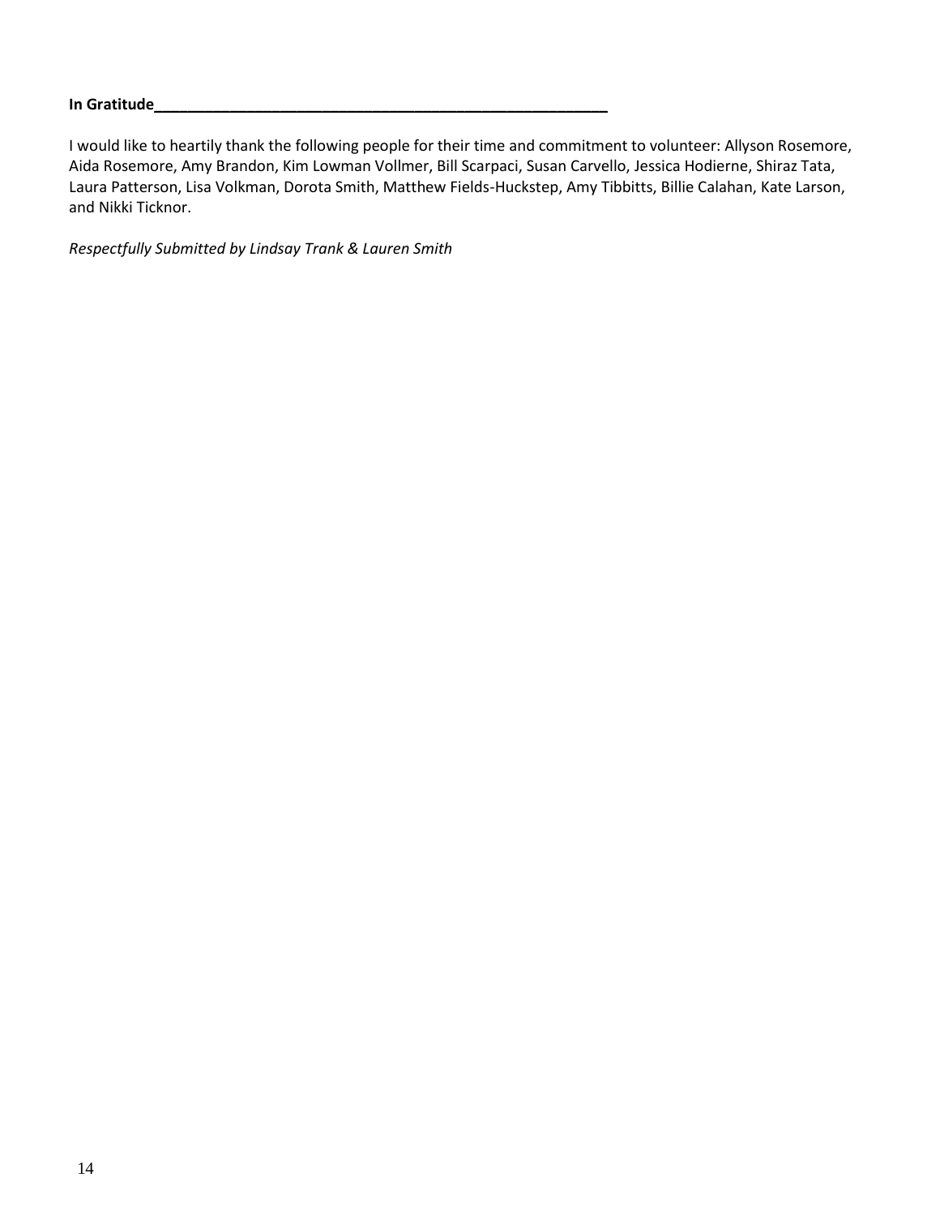**In Gratitude**

I would like to heartily thank the following people for their time and commitment to volunteer: Allyson Rosemore, Aida Rosemore, Amy Brandon, Kim Lowman Vollmer, Bill Scarpaci, Susan Carvello, Jessica Hodierne, Shiraz Tata, Laura Patterson, Lisa Volkman, Dorota Smith, Matthew Fields-Huckstep, Amy Tibbitts, Billie Calahan, Kate Larson, and Nikki Ticknor.

*Respectfully Submitted by Lindsay Trank & Lauren Smith*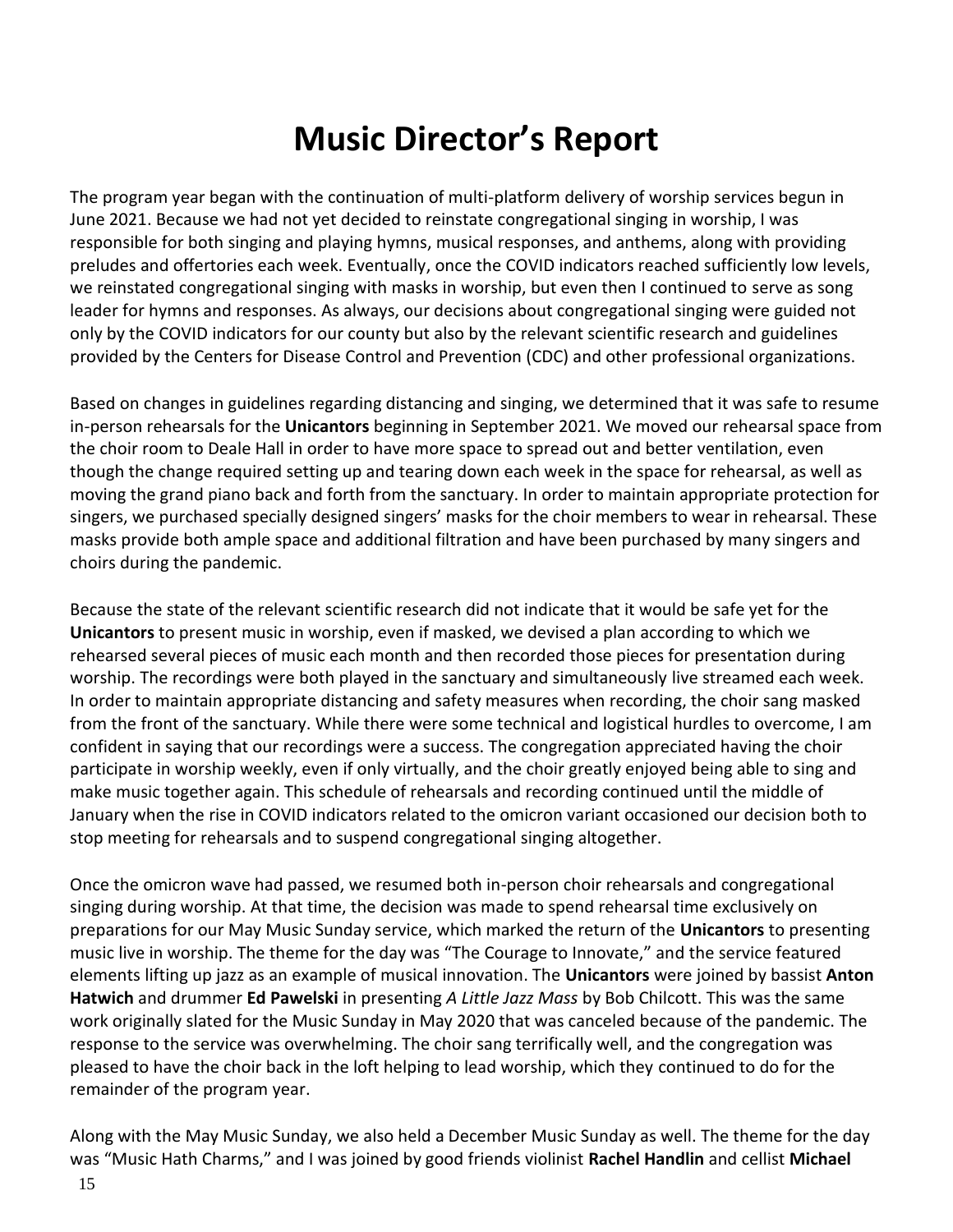# Music Director's Report

The program year began with the continuation of multi-platform delivery of worship services begun in June 2021. Because we had not yet decided to reinstate congregational singing in worship, I was responsible for both singing and playing hymns, musical responses, and anthems, along with providing preludes and offertories each week. Eventually, once the COVID indicators reached sufficiently low levels, we reinstated congregational singing with masks in worship, but even then I continued to serve as song leader for hymns and responses. As always, our decisions about congregational singing were guided not only by the COVID indicators for our county but also by the relevant scientific research and guidelines provided by the Centers for Disease Control and Prevention (CDC) and other professional organizations.

Based on changes in guidelines regarding distancing and singing, we determined that it was safe to resume in-person rehearsals for the **Unicantors** beginning in September 2021. We moved our rehearsal space from the choir room to Deale Hall in order to have more space to spread out and better ventilation, even though the change required setting up and tearing down each week in the space for rehearsal, as well as moving the grand piano back and forth from the sanctuary. In order to maintain appropriate protection for singers, we purchased specially designed singers' masks for the choir members to wear in rehearsal. These masks provide both ample space and additional filtration and have been purchased by many singers and choirs during the pandemic.

Because the state of the relevant scientific research did not indicate that it would be safe yet for the **Unicantors** to present music in worship, even if masked, we devised a plan according to which we rehearsed several pieces of music each month and then recorded those pieces for presentation during worship. The recordings were both played in the sanctuary and simultaneously live streamed each week. In order to maintain appropriate distancing and safety measures when recording, the choir sang masked from the front of the sanctuary. While there were some technical and logistical hurdles to overcome, I am confident in saying that our recordings were a success. The congregation appreciated having the choir participate in worship weekly, even if only virtually, and the choir greatly enjoyed being able to sing and make music together again. This schedule of rehearsals and recording continued until the middle of January when the rise in COVID indicators related to the omicron variant occasioned our decision both to stop meeting for rehearsals and to suspend congregational singing altogether.

Once the omicron wave had passed, we resumed both in-person choir rehearsals and congregational singing during worship. At that time, the decision was made to spend rehearsal time exclusively on preparations for our May Music Sunday service, which marked the return of the **Unicantors** to presenting music live in worship. The theme for the day was "The Courage to Innovate," and the service featured elements lifting up jazz as an example of musical innovation. The **Unicantors** were joined by bassist **Anton Hatwich** and drummer **Ed Pawelski** in presenting *A Little Jazz Mass* by Bob Chilcott. This was the same work originally slated for the Music Sunday in May 2020 that was canceled because of the pandemic. The response to the service was overwhelming. The choir sang terrifically well, and the congregation was pleased to have the choir back in the loft helping to lead worship, which they continued to do for the remainder of the program year.

Along with the May Music Sunday, we also held a December Music Sunday as well. The theme for the day was "Music Hath Charms," and I was joined by good friends violinist **Rachel Handlin** and cellist **Michael**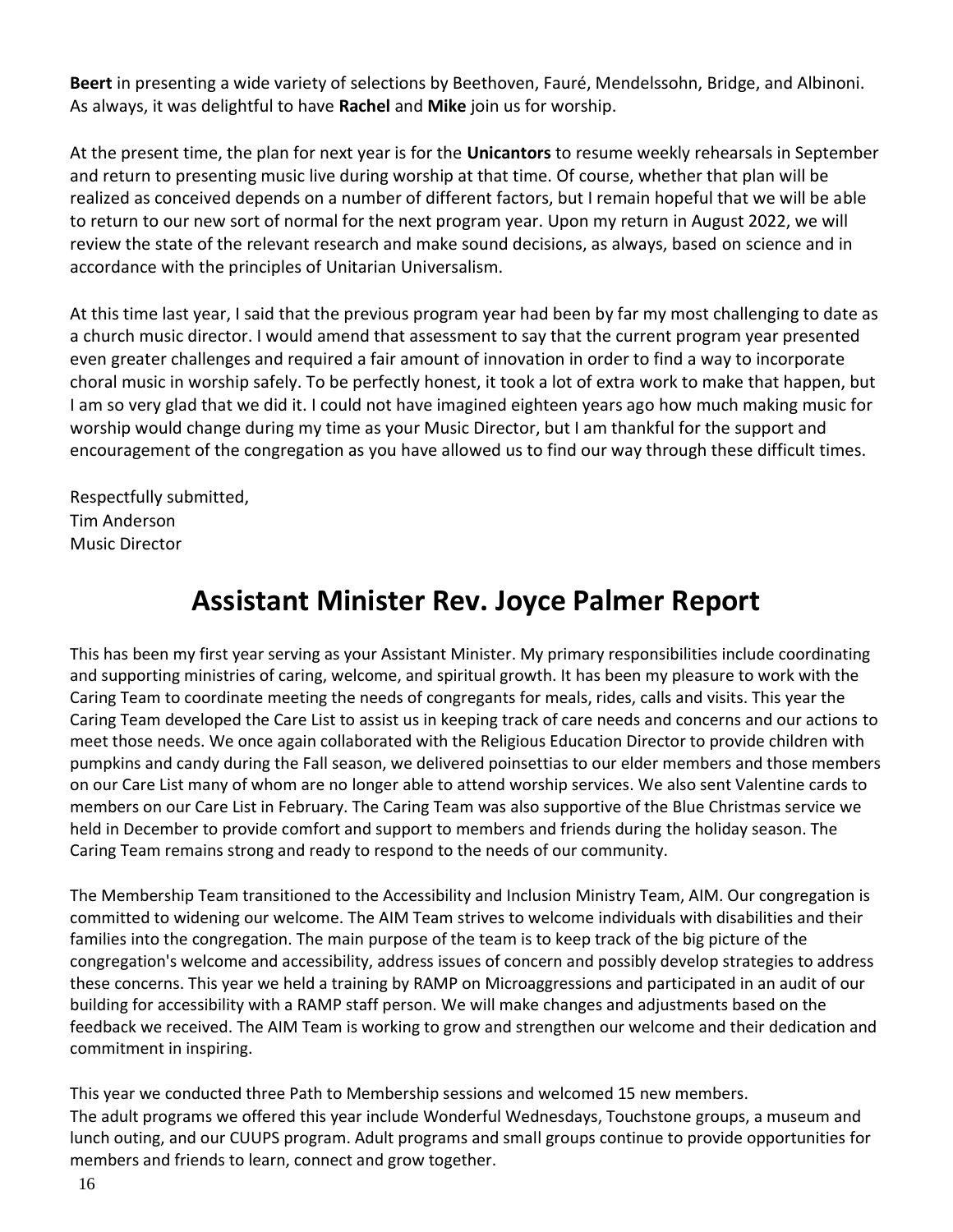**Beert** in presenting a wide variety of selections by Beethoven, Fauré, Mendelssohn, Bridge, and Albinoni. As always, it was delightful to have **Rachel** and **Mike** join us for worship.

At the present time, the plan for next year is for the **Unicantors** to resume weekly rehearsals in September and return to presenting music live during worship at that time. Of course, whether that plan will be realized as conceived depends on a number of different factors, but I remain hopeful that we will be able to return to our new sort of normal for the next program year. Upon my return in August 2022, we will review the state of the relevant research and make sound decisions, as always, based on science and in accordance with the principles of Unitarian Universalism.

At this time last year, I said that the previous program year had been by far my most challenging to date as a church music director. I would amend that assessment to say that the current program year presented even greater challenges and required a fair amount of innovation in order to find a way to incorporate choral music in worship safely. To be perfectly honest, it took a lot of extra work to make that happen, but I am so very glad that we did it. I could not have imagined eighteen years ago how much making music for worship would change during my time as your Music Director, but I am thankful for the support and encouragement of the congregation as you have allowed us to find our way through these difficult times.

Respectfully submitted,
Tim Anderson
Music Director

# Assistant Minister Rev. Joyce Palmer Report

This has been my first year serving as your Assistant Minister. My primary responsibilities include coordinating and supporting ministries of caring, welcome, and spiritual growth. It has been my pleasure to work with the Caring Team to coordinate meeting the needs of congregants for meals, rides, calls and visits. This year the Caring Team developed the Care List to assist us in keeping track of care needs and concerns and our actions to meet those needs. We once again collaborated with the Religious Education Director to provide children with pumpkins and candy during the Fall season, we delivered poinsettias to our elder members and those members on our Care List many of whom are no longer able to attend worship services. We also sent Valentine cards to members on our Care List in February. The Caring Team was also supportive of the Blue Christmas service we held in December to provide comfort and support to members and friends during the holiday season. The Caring Team remains strong and ready to respond to the needs of our community.

The Membership Team transitioned to the Accessibility and Inclusion Ministry Team, AIM. Our congregation is committed to widening our welcome. The AIM Team strives to welcome individuals with disabilities and their families into the congregation. The main purpose of the team is to keep track of the big picture of the congregation's welcome and accessibility, address issues of concern and possibly develop strategies to address these concerns. This year we held a training by RAMP on Microaggressions and participated in an audit of our building for accessibility with a RAMP staff person. We will make changes and adjustments based on the feedback we received. The AIM Team is working to grow and strengthen our welcome and their dedication and commitment in inspiring.

This year we conducted three Path to Membership sessions and welcomed 15 new members.
The adult programs we offered this year include Wonderful Wednesdays, Touchstone groups, a museum and lunch outing, and our CUUPS program. Adult programs and small groups continue to provide opportunities for members and friends to learn, connect and grow together.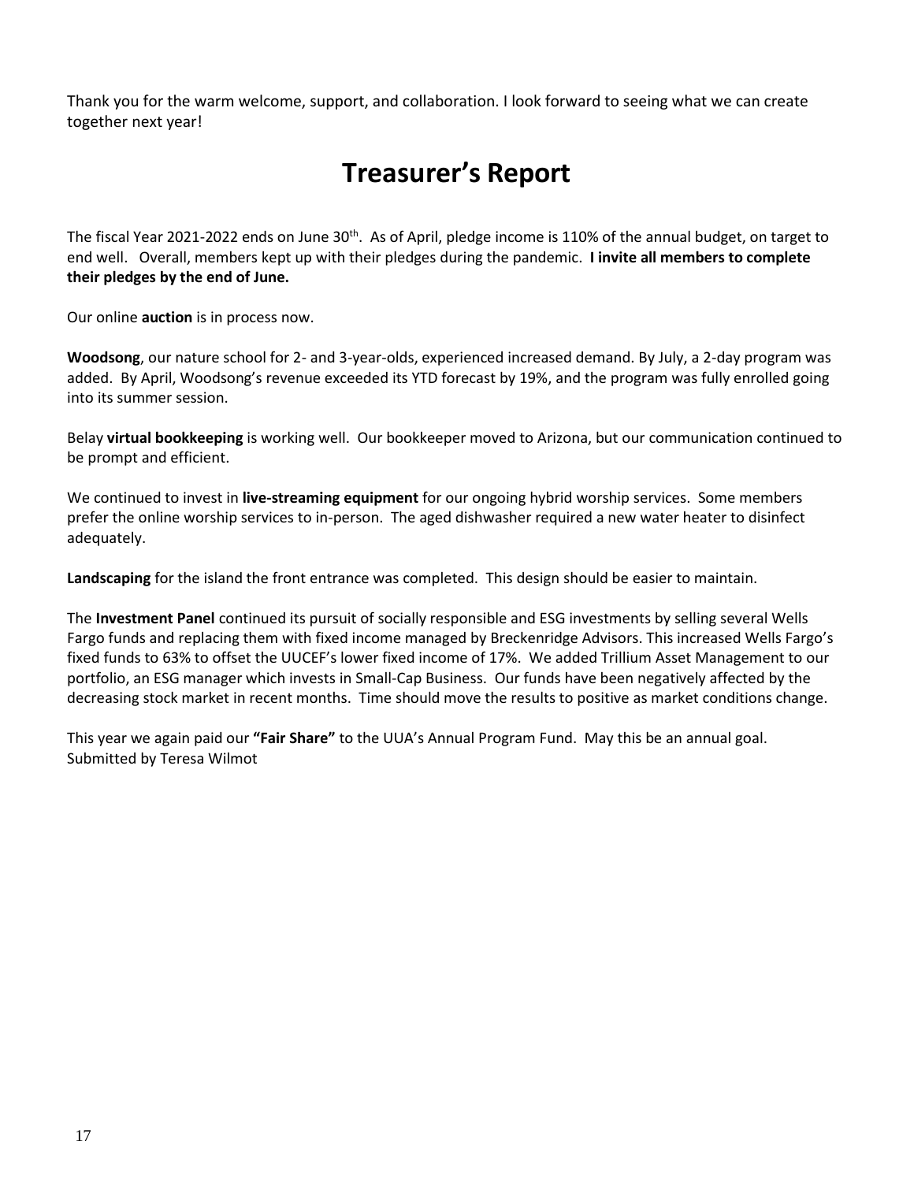Thank you for the warm welcome, support, and collaboration. I look forward to seeing what we can create together next year!

# Treasurer's Report

The fiscal Year 2021-2022 ends on June 30th. As of April, pledge income is 110% of the annual budget, on target to end well. Overall, members kept up with their pledges during the pandemic. **I invite all members to complete their pledges by the end of June.**

Our online **auction** is in process now.

**Woodsong**, our nature school for 2- and 3-year-olds, experienced increased demand. By July, a 2-day program was added. By April, Woodsong's revenue exceeded its YTD forecast by 19%, and the program was fully enrolled going into its summer session.

Belay **virtual bookkeeping** is working well. Our bookkeeper moved to Arizona, but our communication continued to be prompt and efficient.

We continued to invest in **live-streaming equipment** for our ongoing hybrid worship services. Some members prefer the online worship services to in-person. The aged dishwasher required a new water heater to disinfect adequately.

**Landscaping** for the island the front entrance was completed. This design should be easier to maintain.

The **Investment Panel** continued its pursuit of socially responsible and ESG investments by selling several Wells Fargo funds and replacing them with fixed income managed by Breckenridge Advisors. This increased Wells Fargo's fixed funds to 63% to offset the UUCEF's lower fixed income of 17%. We added Trillium Asset Management to our portfolio, an ESG manager which invests in Small-Cap Business. Our funds have been negatively affected by the decreasing stock market in recent months. Time should move the results to positive as market conditions change.

This year we again paid our **"Fair Share"** to the UUA's Annual Program Fund. May this be an annual goal.
Submitted by Teresa Wilmot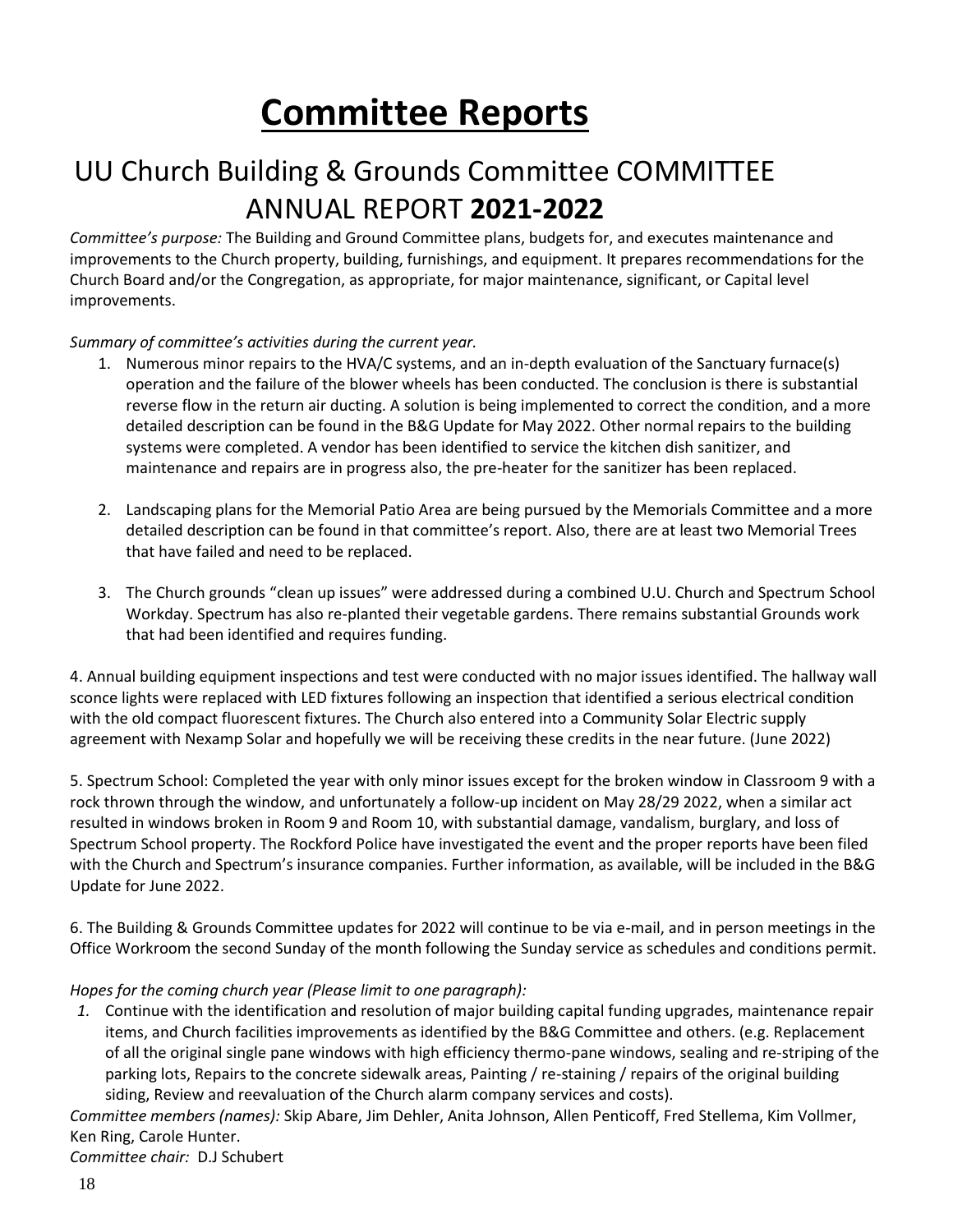# Committee Reports

## UU Church Building & Grounds Committee COMMITTEE ANNUAL REPORT **2021-2022**

*Committee's purpose:* The Building and Ground Committee plans, budgets for, and executes maintenance and improvements to the Church property, building, furnishings, and equipment. It prepares recommendations for the Church Board and/or the Congregation, as appropriate, for major maintenance, significant, or Capital level improvements.

*Summary of committee's activities during the current year.*

1. Numerous minor repairs to the HVA/C systems, and an in-depth evaluation of the Sanctuary furnace(s) operation and the failure of the blower wheels has been conducted. The conclusion is there is substantial reverse flow in the return air ducting. A solution is being implemented to correct the condition, and a more detailed description can be found in the B&G Update for May 2022. Other normal repairs to the building systems were completed. A vendor has been identified to service the kitchen dish sanitizer, and maintenance and repairs are in progress also, the pre-heater for the sanitizer has been replaced.

2. Landscaping plans for the Memorial Patio Area are being pursued by the Memorials Committee and a more detailed description can be found in that committee's report. Also, there are at least two Memorial Trees that have failed and need to be replaced.

3. The Church grounds "clean up issues" were addressed during a combined U.U. Church and Spectrum School Workday. Spectrum has also re-planted their vegetable gardens. There remains substantial Grounds work that had been identified and requires funding.

4. Annual building equipment inspections and test were conducted with no major issues identified. The hallway wall sconce lights were replaced with LED fixtures following an inspection that identified a serious electrical condition with the old compact fluorescent fixtures. The Church also entered into a Community Solar Electric supply agreement with Nexamp Solar and hopefully we will be receiving these credits in the near future. (June 2022)

5. Spectrum School: Completed the year with only minor issues except for the broken window in Classroom 9 with a rock thrown through the window, and unfortunately a follow-up incident on May 28/29 2022, when a similar act resulted in windows broken in Room 9 and Room 10, with substantial damage, vandalism, burglary, and loss of Spectrum School property. The Rockford Police have investigated the event and the proper reports have been filed with the Church and Spectrum's insurance companies. Further information, as available, will be included in the B&G Update for June 2022.

6. The Building & Grounds Committee updates for 2022 will continue to be via e-mail, and in person meetings in the Office Workroom the second Sunday of the month following the Sunday service as schedules and conditions permit.

*Hopes for the coming church year (Please limit to one paragraph):*

1. Continue with the identification and resolution of major building capital funding upgrades, maintenance repair items, and Church facilities improvements as identified by the B&G Committee and others. (e.g. Replacement of all the original single pane windows with high efficiency thermo-pane windows, sealing and re-striping of the parking lots, Repairs to the concrete sidewalk areas, Painting / re-staining / repairs of the original building siding, Review and reevaluation of the Church alarm company services and costs).

*Committee members (names):* Skip Abare, Jim Dehler, Anita Johnson, Allen Penticoff, Fred Stellema, Kim Vollmer, Ken Ring, Carole Hunter.

*Committee chair:* D.J Schubert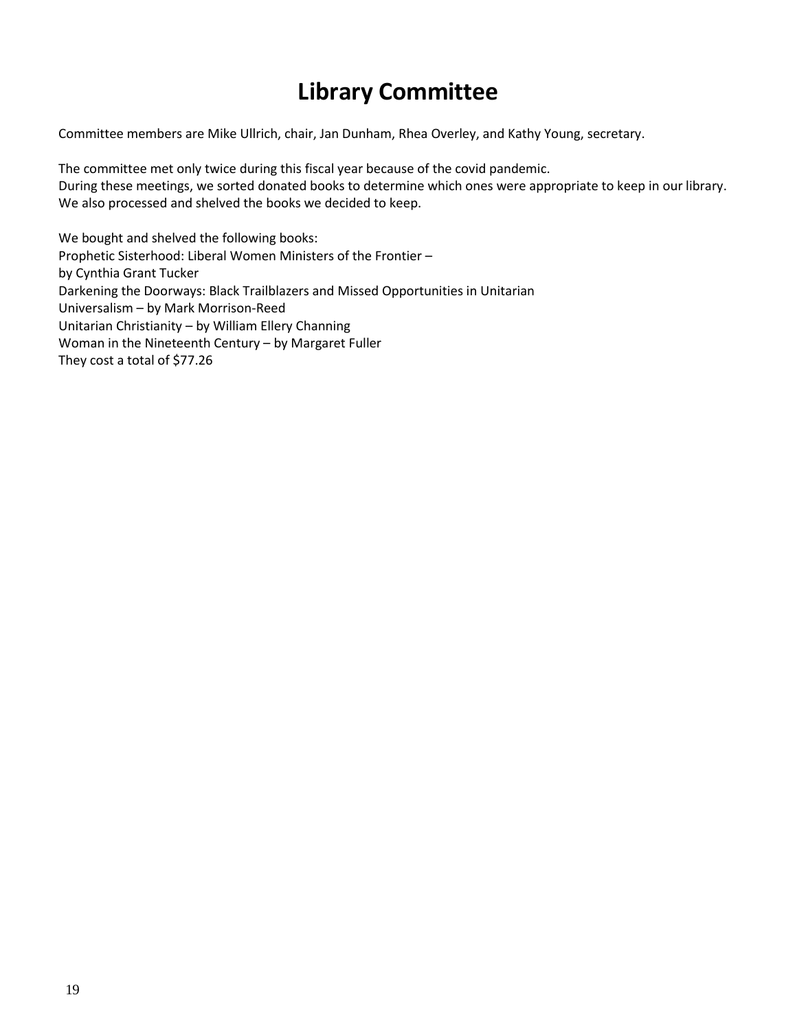# Library Committee

Committee members are Mike Ullrich, chair, Jan Dunham, Rhea Overley, and Kathy Young, secretary.

The committee met only twice during this fiscal year because of the covid pandemic.
During these meetings, we sorted donated books to determine which ones were appropriate to keep in our library.
We also processed and shelved the books we decided to keep.

We bought and shelved the following books:
Prophetic Sisterhood: Liberal Women Ministers of the Frontier –
by Cynthia Grant Tucker
Darkening the Doorways: Black Trailblazers and Missed Opportunities in Unitarian
Universalism – by Mark Morrison-Reed
Unitarian Christianity – by William Ellery Channing
Woman in the Nineteenth Century – by Margaret Fuller
They cost a total of $77.26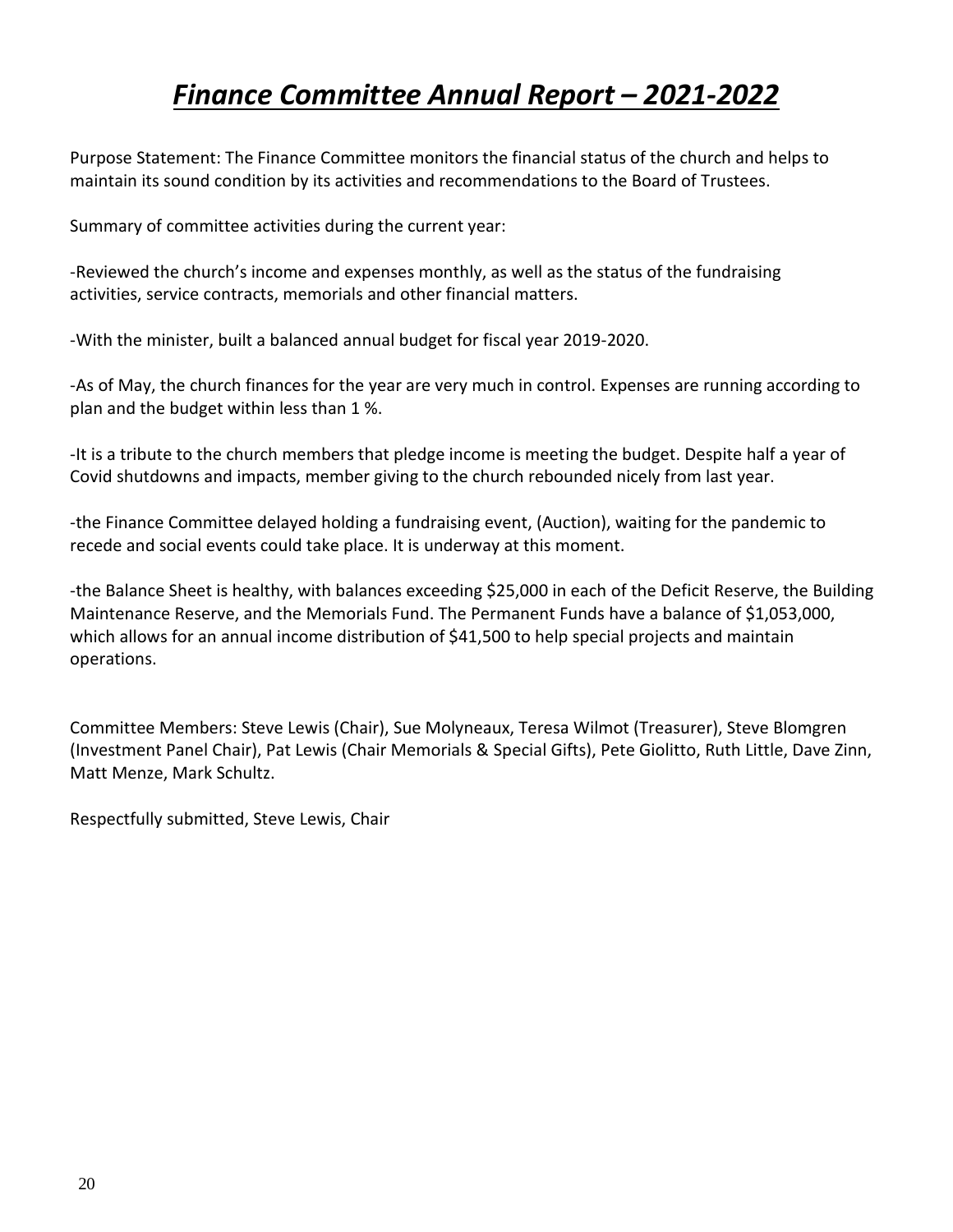# ***Finance Committee Annual Report – 2021-2022***

Purpose Statement: The Finance Committee monitors the financial status of the church and helps to maintain its sound condition by its activities and recommendations to the Board of Trustees.

Summary of committee activities during the current year:

-Reviewed the church's income and expenses monthly, as well as the status of the fundraising activities, service contracts, memorials and other financial matters.

-With the minister, built a balanced annual budget for fiscal year 2019-2020.

-As of May, the church finances for the year are very much in control. Expenses are running according to plan and the budget within less than 1 %.

-It is a tribute to the church members that pledge income is meeting the budget. Despite half a year of Covid shutdowns and impacts, member giving to the church rebounded nicely from last year.

-the Finance Committee delayed holding a fundraising event, (Auction), waiting for the pandemic to recede and social events could take place. It is underway at this moment.

-the Balance Sheet is healthy, with balances exceeding $25,000 in each of the Deficit Reserve, the Building Maintenance Reserve, and the Memorials Fund. The Permanent Funds have a balance of $1,053,000, which allows for an annual income distribution of $41,500 to help special projects and maintain operations.

Committee Members: Steve Lewis (Chair), Sue Molyneaux, Teresa Wilmot (Treasurer), Steve Blomgren (Investment Panel Chair), Pat Lewis (Chair Memorials & Special Gifts), Pete Giolitto, Ruth Little, Dave Zinn, Matt Menze, Mark Schultz.

Respectfully submitted, Steve Lewis, Chair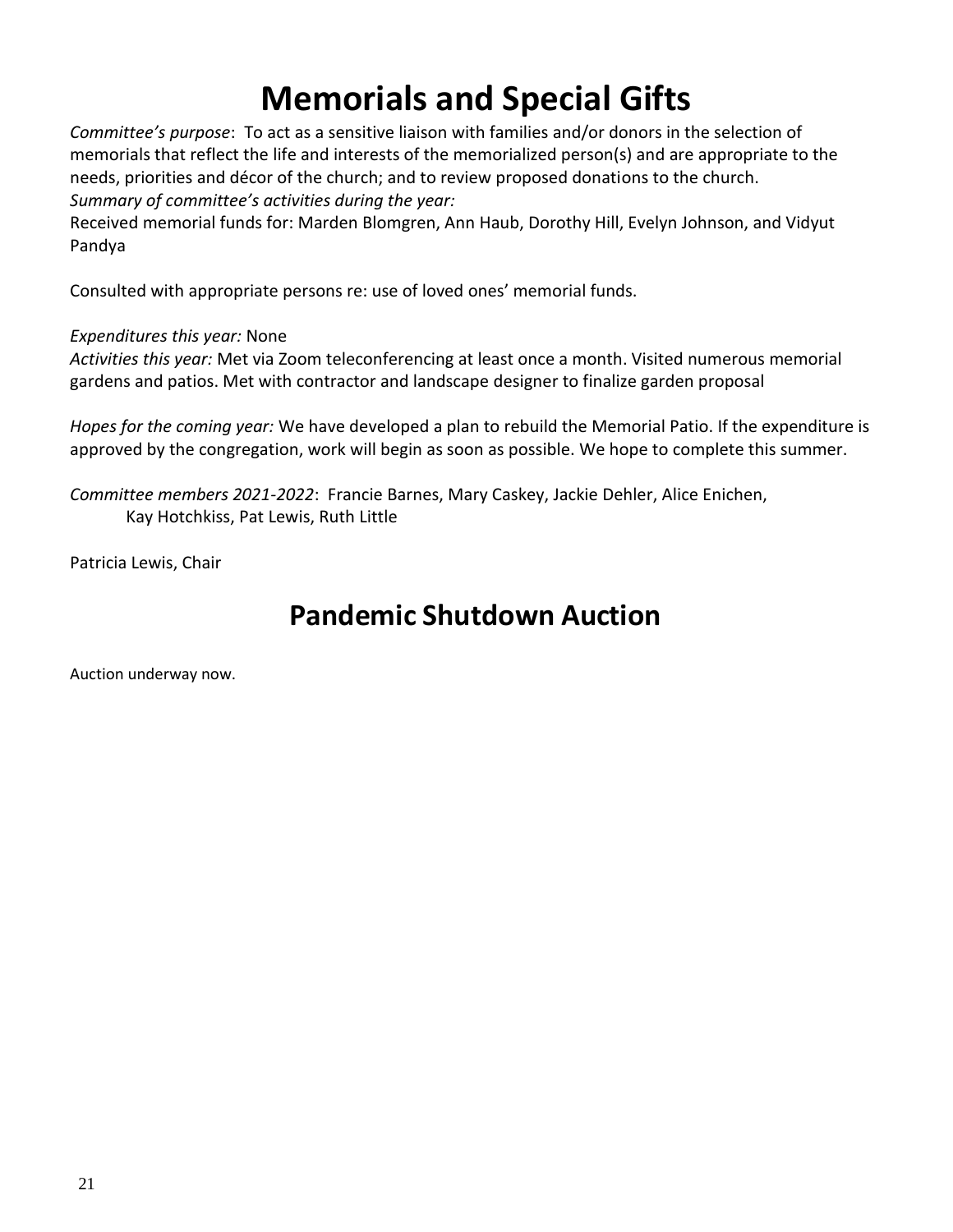# Memorials and Special Gifts

*Committee's purpose*: To act as a sensitive liaison with families and/or donors in the selection of memorials that reflect the life and interests of the memorialized person(s) and are appropriate to the needs, priorities and décor of the church; and to review proposed donations to the church.

*Summary of committee's activities during the year:*

Received memorial funds for: Marden Blomgren, Ann Haub, Dorothy Hill, Evelyn Johnson, and Vidyut Pandya

Consulted with appropriate persons re: use of loved ones' memorial funds.

*Expenditures this year:* None

*Activities this year:* Met via Zoom teleconferencing at least once a month. Visited numerous memorial gardens and patios. Met with contractor and landscape designer to finalize garden proposal

*Hopes for the coming year:* We have developed a plan to rebuild the Memorial Patio. If the expenditure is approved by the congregation, work will begin as soon as possible. We hope to complete this summer.

*Committee members 2021-2022*: Francie Barnes, Mary Caskey, Jackie Dehler, Alice Enichen, Kay Hotchkiss, Pat Lewis, Ruth Little

Patricia Lewis, Chair

# Pandemic Shutdown Auction

Auction underway now.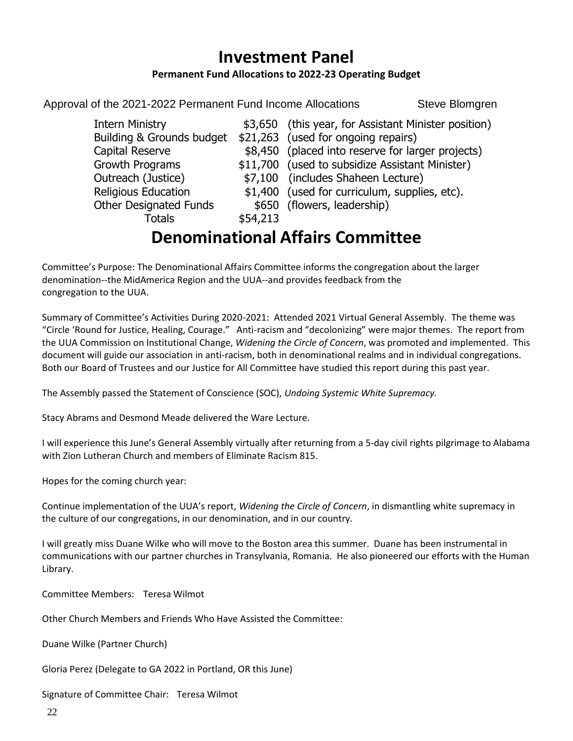# Investment Panel

**Permanent Fund Allocations to 2022-23 Operating Budget**

Approval of the 2021-2022 Permanent Fund Income Allocations — Steve Blomgren

| | | |
|---|---|---|
| Intern Ministry | \$3,650 | (this year, for Assistant Minister position) |
| Building & Grounds budget | \$21,263 | (used for ongoing repairs) |
| Capital Reserve | \$8,450 | (placed into reserve for larger projects) |
| Growth Programs | \$11,700 | (used to subsidize Assistant Minister) |
| Outreach (Justice) | \$7,100 | (includes Shaheen Lecture) |
| Religious Education | \$1,400 | (used for curriculum, supplies, etc). |
| Other Designated Funds | \$650 | (flowers, leadership) |
| Totals | \$54,213 | |

# Denominational Affairs Committee

Committee's Purpose: The Denominational Affairs Committee informs the congregation about the larger denomination--the MidAmerica Region and the UUA--and provides feedback from the congregation to the UUA.

Summary of Committee's Activities During 2020-2021: Attended 2021 Virtual General Assembly. The theme was "Circle 'Round for Justice, Healing, Courage." Anti-racism and "decolonizing" were major themes. The report from the UUA Commission on Institutional Change, *Widening the Circle of Concern*, was promoted and implemented. This document will guide our association in anti-racism, both in denominational realms and in individual congregations. Both our Board of Trustees and our Justice for All Committee have studied this report during this past year.

The Assembly passed the Statement of Conscience (SOC), *Undoing Systemic White Supremacy.*

Stacy Abrams and Desmond Meade delivered the Ware Lecture.

I will experience this June's General Assembly virtually after returning from a 5-day civil rights pilgrimage to Alabama with Zion Lutheran Church and members of Eliminate Racism 815.

Hopes for the coming church year:

Continue implementation of the UUA's report, *Widening the Circle of Concern*, in dismantling white supremacy in the culture of our congregations, in our denomination, and in our country.

I will greatly miss Duane Wilke who will move to the Boston area this summer. Duane has been instrumental in communications with our partner churches in Transylvania, Romania. He also pioneered our efforts with the Human Library.

Committee Members: Teresa Wilmot

Other Church Members and Friends Who Have Assisted the Committee:

Duane Wilke (Partner Church)

Gloria Perez (Delegate to GA 2022 in Portland, OR this June)

Signature of Committee Chair: Teresa Wilmot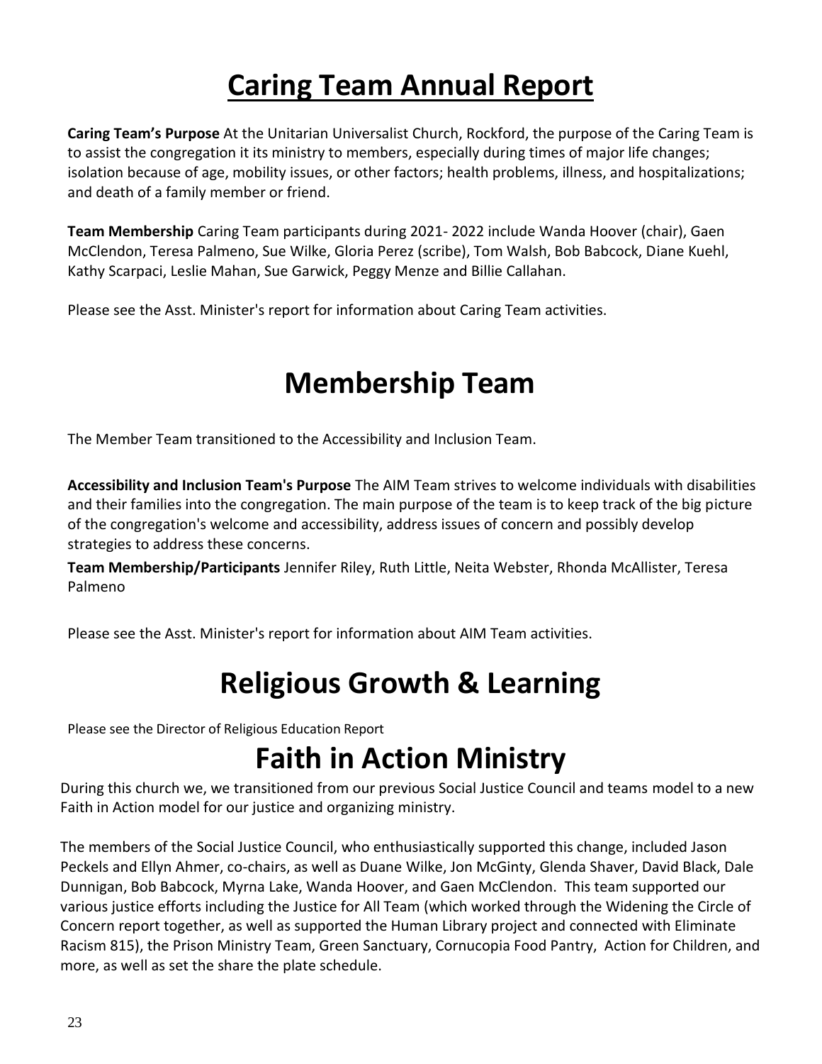# Caring Team Annual Report

**Caring Team's Purpose** At the Unitarian Universalist Church, Rockford, the purpose of the Caring Team is to assist the congregation it its ministry to members, especially during times of major life changes; isolation because of age, mobility issues, or other factors; health problems, illness, and hospitalizations; and death of a family member or friend.

**Team Membership** Caring Team participants during 2021- 2022 include Wanda Hoover (chair), Gaen McClendon, Teresa Palmeno, Sue Wilke, Gloria Perez (scribe), Tom Walsh, Bob Babcock, Diane Kuehl, Kathy Scarpaci, Leslie Mahan, Sue Garwick, Peggy Menze and Billie Callahan.

Please see the Asst. Minister's report for information about Caring Team activities.

# Membership Team

The Member Team transitioned to the Accessibility and Inclusion Team.

**Accessibility and Inclusion Team's Purpose** The AIM Team strives to welcome individuals with disabilities and their families into the congregation. The main purpose of the team is to keep track of the big picture of the congregation's welcome and accessibility, address issues of concern and possibly develop strategies to address these concerns.

**Team Membership/Participants** Jennifer Riley, Ruth Little, Neita Webster, Rhonda McAllister, Teresa Palmeno

Please see the Asst. Minister's report for information about AIM Team activities.

# Religious Growth & Learning

Please see the Director of Religious Education Report

# Faith in Action Ministry

During this church we, we transitioned from our previous Social Justice Council and teams model to a new Faith in Action model for our justice and organizing ministry.

The members of the Social Justice Council, who enthusiastically supported this change, included Jason Peckels and Ellyn Ahmer, co-chairs, as well as Duane Wilke, Jon McGinty, Glenda Shaver, David Black, Dale Dunnigan, Bob Babcock, Myrna Lake, Wanda Hoover, and Gaen McClendon. This team supported our various justice efforts including the Justice for All Team (which worked through the Widening the Circle of Concern report together, as well as supported the Human Library project and connected with Eliminate Racism 815), the Prison Ministry Team, Green Sanctuary, Cornucopia Food Pantry, Action for Children, and more, as well as set the share the plate schedule.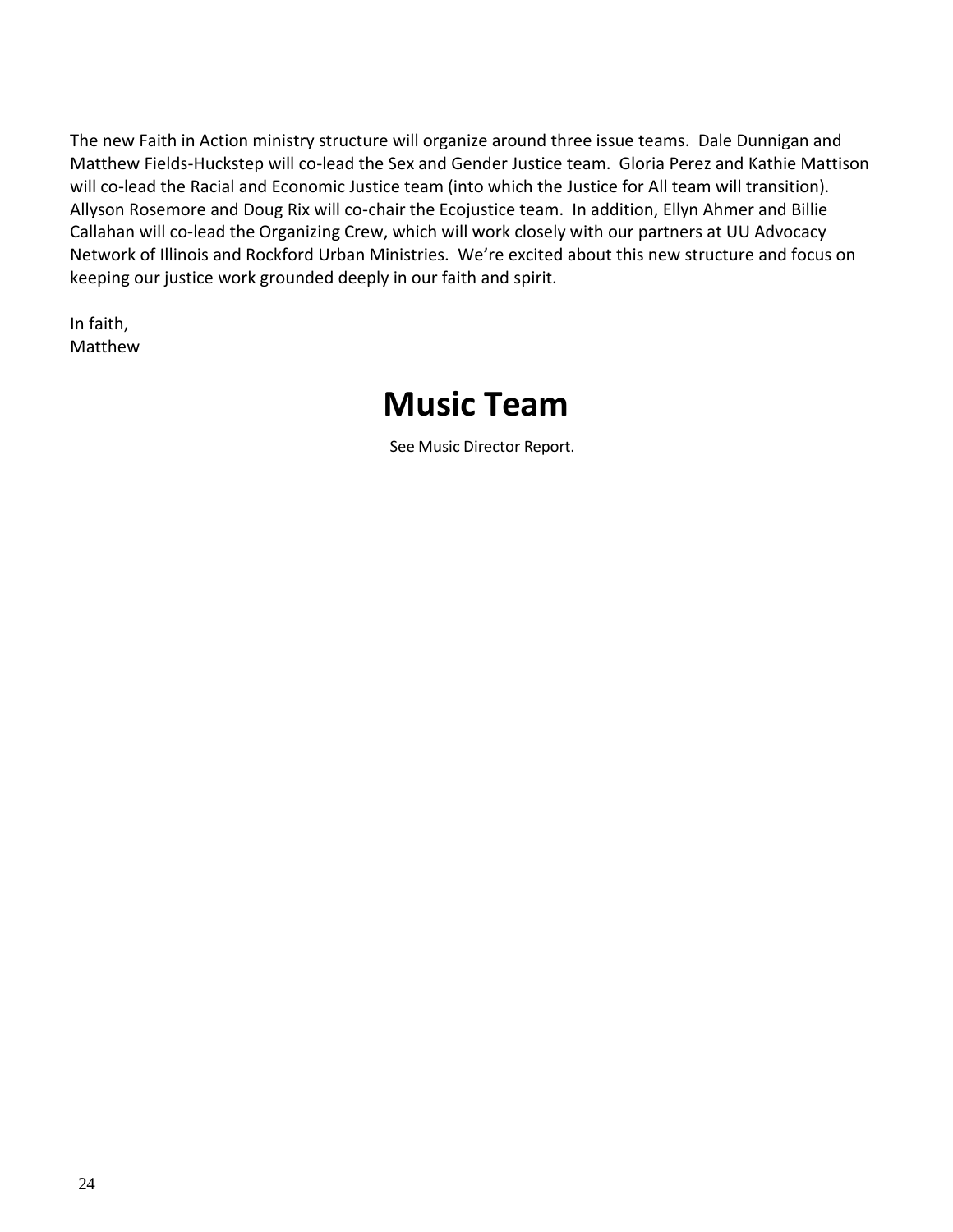The new Faith in Action ministry structure will organize around three issue teams. Dale Dunnigan and Matthew Fields-Huckstep will co-lead the Sex and Gender Justice team. Gloria Perez and Kathie Mattison will co-lead the Racial and Economic Justice team (into which the Justice for All team will transition). Allyson Rosemore and Doug Rix will co-chair the Ecojustice team. In addition, Ellyn Ahmer and Billie Callahan will co-lead the Organizing Crew, which will work closely with our partners at UU Advocacy Network of Illinois and Rockford Urban Ministries. We're excited about this new structure and focus on keeping our justice work grounded deeply in our faith and spirit.

In faith,
Matthew

# Music Team

See Music Director Report.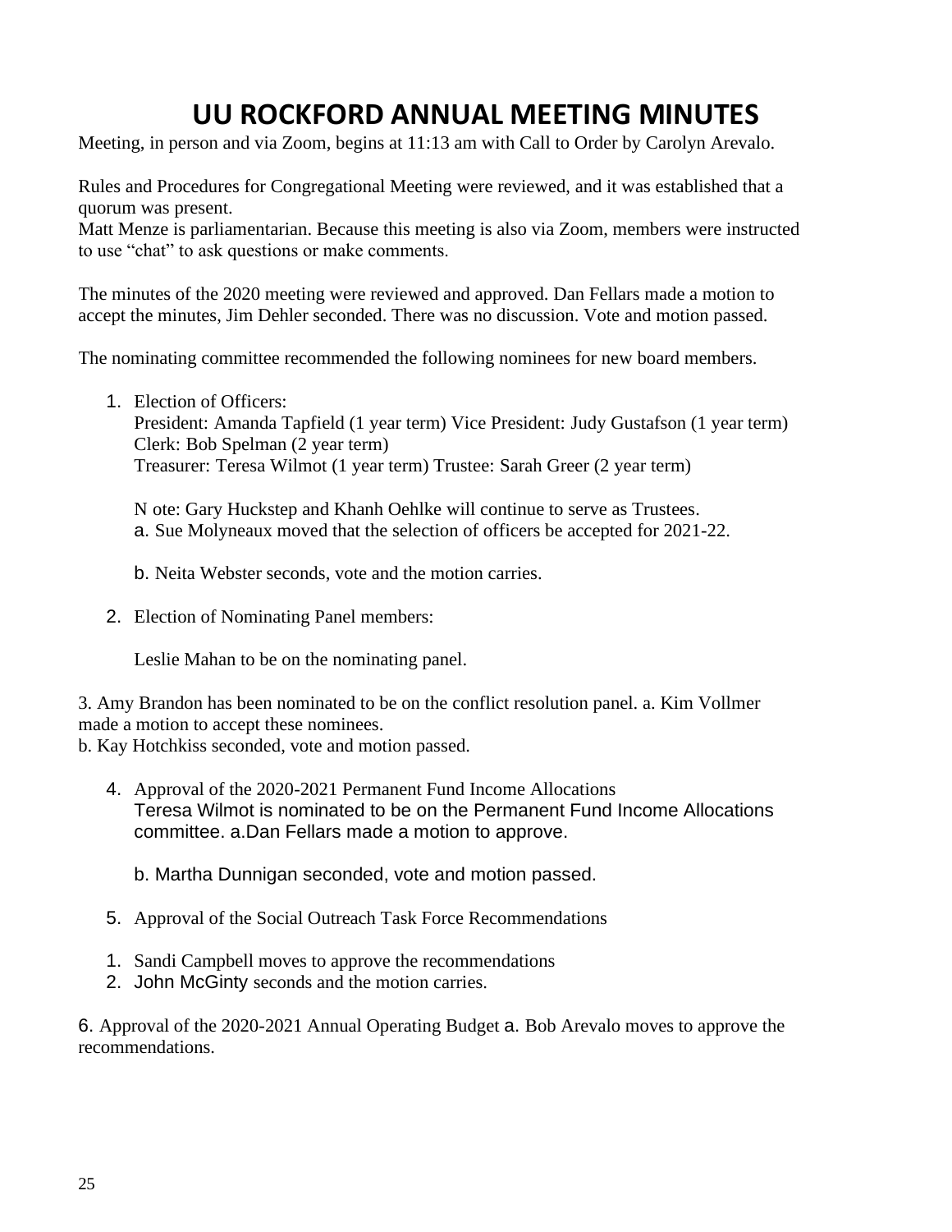# UU ROCKFORD ANNUAL MEETING MINUTES

Meeting, in person and via Zoom, begins at 11:13 am with Call to Order by Carolyn Arevalo.

Rules and Procedures for Congregational Meeting were reviewed, and it was established that a quorum was present.
Matt Menze is parliamentarian. Because this meeting is also via Zoom, members were instructed to use "chat" to ask questions or make comments.

The minutes of the 2020 meeting were reviewed and approved. Dan Fellars made a motion to accept the minutes, Jim Dehler seconded. There was no discussion. Vote and motion passed.

The nominating committee recommended the following nominees for new board members.

1. Election of Officers:
   President: Amanda Tapfield (1 year term) Vice President: Judy Gustafson (1 year term)
   Clerk: Bob Spelman (2 year term)
   Treasurer: Teresa Wilmot (1 year term) Trustee: Sarah Greer (2 year term)

   N ote: Gary Huckstep and Khanh Oehlke will continue to serve as Trustees.
   a. Sue Molyneaux moved that the selection of officers be accepted for 2021-22.

   b. Neita Webster seconds, vote and the motion carries.

2. Election of Nominating Panel members:

   Leslie Mahan to be on the nominating panel.

3. Amy Brandon has been nominated to be on the conflict resolution panel. a. Kim Vollmer made a motion to accept these nominees.
b. Kay Hotchkiss seconded, vote and motion passed.

4. Approval of the 2020-2021 Permanent Fund Income Allocations
   Teresa Wilmot is nominated to be on the Permanent Fund Income Allocations committee. a.Dan Fellars made a motion to approve.

   b. Martha Dunnigan seconded, vote and motion passed.

5. Approval of the Social Outreach Task Force Recommendations

1. Sandi Campbell moves to approve the recommendations
2. John McGinty seconds and the motion carries.

6. Approval of the 2020-2021 Annual Operating Budget a. Bob Arevalo moves to approve the recommendations.